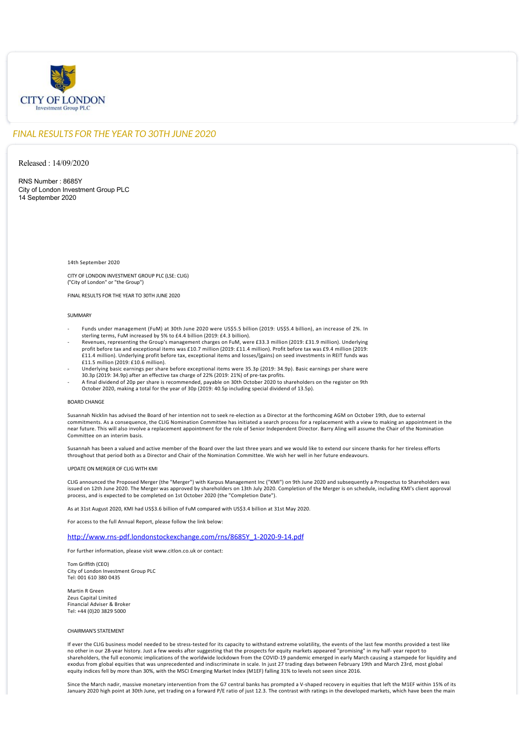# FINAL RESULTS FOR THE YEAR TO 30TH JUNE 2020

Released : 14/09/2020

RNS Number : 8685Y
City of London Investment Group PLC
14 September 2020

14th September 2020

CITY OF LONDON INVESTMENT GROUP PLC (LSE: CLIG)
("City of London" or "the Group")

FINAL RESULTS FOR THE YEAR TO 30TH JUNE 2020

SUMMARY

- Funds under management (FuM) at 30th June 2020 were US$5.5 billion (2019: US$5.4 billion), an increase of 2%. In sterling terms, FuM increased by 5% to £4.4 billion (2019: £4.3 billion).
- Revenues, representing the Group's management charges on FuM, were £33.3 million (2019: £31.9 million). Underlying profit before tax and exceptional items was £10.7 million (2019: £11.4 million). Profit before tax was £9.4 million (2019: £11.4 million). Underlying profit before tax, exceptional items and losses/(gains) on seed investments in REIT funds was £11.5 million (2019: £10.6 million).
- Underlying basic earnings per share before exceptional items were 35.3p (2019: 34.9p). Basic earnings per share were 30.3p (2019: 34.9p) after an effective tax charge of 22% (2019: 21%) of pre-tax profits.
- A final dividend of 20p per share is recommended, payable on 30th October 2020 to shareholders on the register on 9th October 2020, making a total for the year of 30p (2019: 40.5p including special dividend of 13.5p).

BOARD CHANGE

Susannah Nicklin has advised the Board of her intention not to seek re-election as a Director at the forthcoming AGM on October 19th, due to external commitments. As a consequence, the CLIG Nomination Committee has initiated a search process for a replacement with a view to making an appointment in the near future. This will also involve a replacement appointment for the role of Senior Independent Director. Barry Aling will assume the Chair of the Nomination Committee on an interim basis.

Susannah has been a valued and active member of the Board over the last three years and we would like to extend our sincere thanks for her tireless efforts throughout that period both as a Director and Chair of the Nomination Committee. We wish her well in her future endeavours.

UPDATE ON MERGER OF CLIG WITH KMI

CLIG announced the Proposed Merger (the "Merger") with Karpus Management Inc ("KMI") on 9th June 2020 and subsequently a Prospectus to Shareholders was issued on 12th June 2020. The Merger was approved by shareholders on 13th July 2020. Completion of the Merger is on schedule, including KMI's client approval process, and is expected to be completed on 1st October 2020 (the "Completion Date").

As at 31st August 2020, KMI had US$3.6 billion of FuM compared with US$3.4 billion at 31st May 2020.

For access to the full Annual Report, please follow the link below:

http://www.rns-pdf.londonstockexchange.com/rns/8685Y_1-2020-9-14.pdf

For further information, please visit www.citlon.co.uk or contact:

Tom Griffith (CEO)
City of London Investment Group PLC
Tel: 001 610 380 0435

Martin R Green
Zeus Capital Limited
Financial Adviser & Broker
Tel: +44 (0)20 3829 5000

CHAIRMAN'S STATEMENT

If ever the CLIG business model needed to be stress-tested for its capacity to withstand extreme volatility, the events of the last few months provided a test like no other in our 28-year history. Just a few weeks after suggesting that the prospects for equity markets appeared "promising" in my half- year report to shareholders, the full economic implications of the worldwide lockdown from the COVID-19 pandemic emerged in early March causing a stampede for liquidity and exodus from global equities that was unprecedented and indiscriminate in scale. In just 27 trading days between February 19th and March 23rd, most global equity indices fell by more than 30%, with the MSCI Emerging Market Index (M1EF) falling 31% to levels not seen since 2016.

Since the March nadir, massive monetary intervention from the G7 central banks has prompted a V-shaped recovery in equities that left the M1EF within 15% of its January 2020 high point at 30th June, yet trading on a forward P/E ratio of just 12.3. The contrast with ratings in the developed markets, which have been the main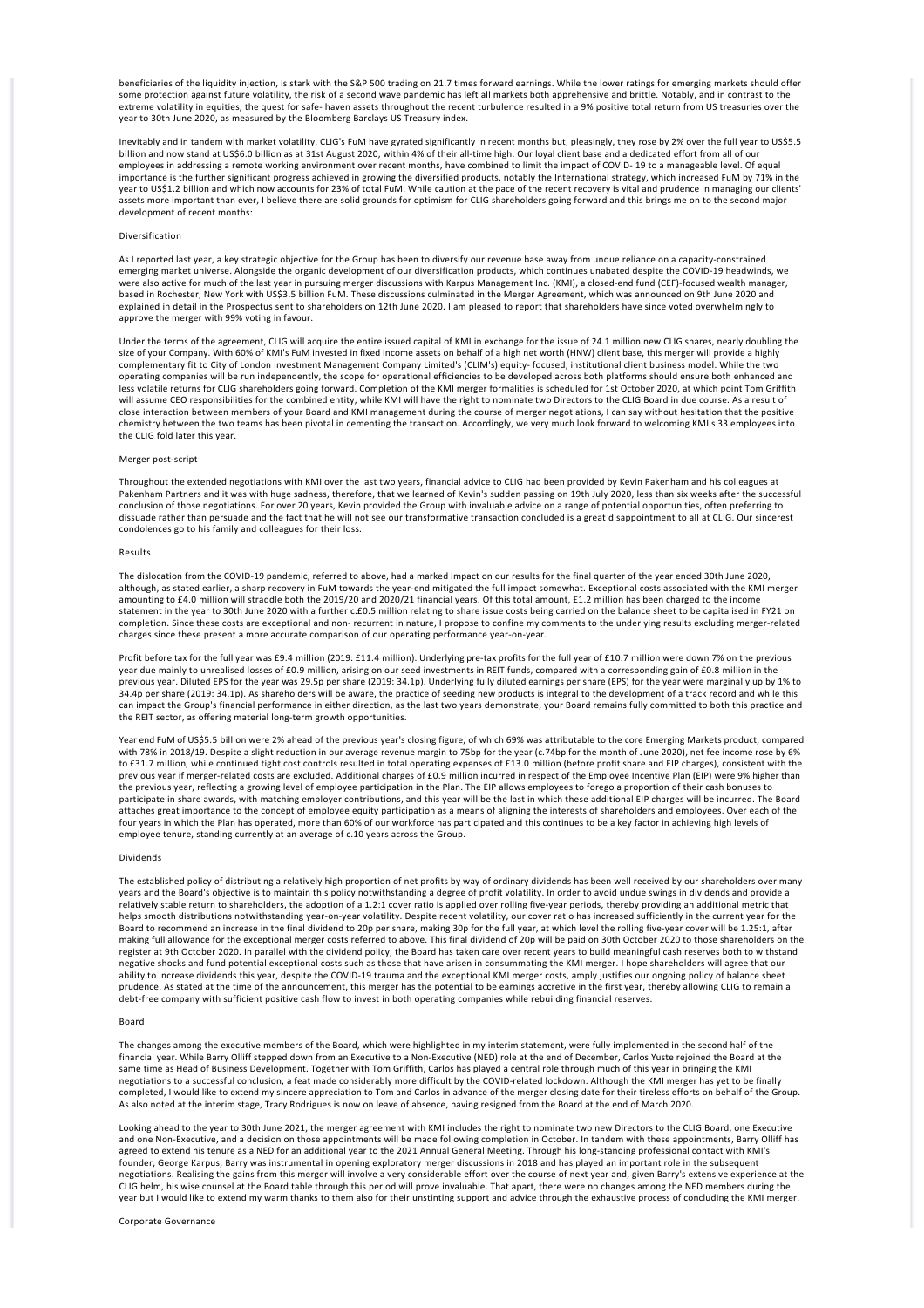beneficiaries of the liquidity injection, is stark with the S&P 500 trading on 21.7 times forward earnings. While the lower ratings for emerging markets should offer some protection against future volatility, the risk of a second wave pandemic has left all markets both apprehensive and brittle. Notably, and in contrast to the extreme volatility in equities, the quest for safe- haven assets throughout the recent turbulence resulted in a 9% positive total return from US treasuries over the year to 30th June 2020, as measured by the Bloomberg Barclays US Treasury index.

Inevitably and in tandem with market volatility, CLIG's FuM have gyrated significantly in recent months but, pleasingly, they rose by 2% over the full year to US$5.5 billion and now stand at US$6.0 billion as at 31st August 2020, within 4% of their all-time high. Our loyal client base and a dedicated effort from all of our employees in addressing a remote working environment over recent months, have combined to limit the impact of COVID- 19 to a manageable level. Of equal importance is the further significant progress achieved in growing the diversified products, notably the International strategy, which increased FuM by 71% in the year to US$1.2 billion and which now accounts for 23% of total FuM. While caution at the pace of the recent recovery is vital and prudence in managing our clients' assets more important than ever, I believe there are solid grounds for optimism for CLIG shareholders going forward and this brings me on to the second major development of recent months:

## Diversification

As I reported last year, a key strategic objective for the Group has been to diversify our revenue base away from undue reliance on a capacity-constrained emerging market universe. Alongside the organic development of our diversification products, which continues unabated despite the COVID-19 headwinds, we were also active for much of the last year in pursuing merger discussions with Karpus Management Inc. (KMI), a closed-end fund (CEF)-focused wealth manager, based in Rochester, New York with US$3.5 billion FuM. These discussions culminated in the Merger Agreement, which was announced on 9th June 2020 and explained in detail in the Prospectus sent to shareholders on 12th June 2020. I am pleased to report that shareholders have since voted overwhelmingly to approve the merger with 99% voting in favour.

Under the terms of the agreement, CLIG will acquire the entire issued capital of KMI in exchange for the issue of 24.1 million new CLIG shares, nearly doubling the size of your Company. With 60% of KMI's FuM invested in fixed income assets on behalf of a high net worth (HNW) client base, this merger will provide a highly complementary fit to City of London Investment Management Company Limited's (CLIM's) equity- focused, institutional client business model. While the two operating companies will be run independently, the scope for operational efficiencies to be developed across both platforms should ensure both enhanced and less volatile returns for CLIG shareholders going forward. Completion of the KMI merger formalities is scheduled for 1st October 2020, at which point Tom Griffith will assume CEO responsibilities for the combined entity, while KMI will have the right to nominate two Directors to the CLIG Board in due course. As a result of close interaction between members of your Board and KMI management during the course of merger negotiations, I can say without hesitation that the positive chemistry between the two teams has been pivotal in cementing the transaction. Accordingly, we very much look forward to welcoming KMI's 33 employees into the CLIG fold later this year.

## Merger post-script

Throughout the extended negotiations with KMI over the last two years, financial advice to CLIG had been provided by Kevin Pakenham and his colleagues at Pakenham Partners and it was with huge sadness, therefore, that we learned of Kevin's sudden passing on 19th July 2020, less than six weeks after the successful conclusion of those negotiations. For over 20 years, Kevin provided the Group with invaluable advice on a range of potential opportunities, often preferring to dissuade rather than persuade and the fact that he will not see our transformative transaction concluded is a great disappointment to all at CLIG. Our sincerest condolences go to his family and colleagues for their loss.

## Results

The dislocation from the COVID-19 pandemic, referred to above, had a marked impact on our results for the final quarter of the year ended 30th June 2020, although, as stated earlier, a sharp recovery in FuM towards the year-end mitigated the full impact somewhat. Exceptional costs associated with the KMI merger amounting to £4.0 million will straddle both the 2019/20 and 2020/21 financial years. Of this total amount, £1.2 million has been charged to the income statement in the year to 30th June 2020 with a further c.£0.5 million relating to share issue costs being carried on the balance sheet to be capitalised in FY21 on completion. Since these costs are exceptional and non- recurrent in nature, I propose to confine my comments to the underlying results excluding merger-related charges since these present a more accurate comparison of our operating performance year-on-year.

Profit before tax for the full year was £9.4 million (2019: £11.4 million). Underlying pre-tax profits for the full year of £10.7 million were down 7% on the previous year due mainly to unrealised losses of £0.9 million, arising on our seed investments in REIT funds, compared with a corresponding gain of £0.8 million in the previous year. Diluted EPS for the year was 29.5p per share (2019: 34.1p). Underlying fully diluted earnings per share (EPS) for the year were marginally up by 1% to 34.4p per share (2019: 34.1p). As shareholders will be aware, the practice of seeding new products is integral to the development of a track record and while this can impact the Group's financial performance in either direction, as the last two years demonstrate, your Board remains fully committed to both this practice and the REIT sector, as offering material long-term growth opportunities.

Year end FuM of US$5.5 billion were 2% ahead of the previous year's closing figure, of which 69% was attributable to the core Emerging Markets product, compared with 78% in 2018/19. Despite a slight reduction in our average revenue margin to 75bp for the year (c.74bp for the month of June 2020), net fee income rose by 6% to £31.7 million, while continued tight cost controls resulted in total operating expenses of £13.0 million (before profit share and EIP charges), consistent with the previous year if merger-related costs are excluded. Additional charges of £0.9 million incurred in respect of the Employee Incentive Plan (EIP) were 9% higher than the previous year, reflecting a growing level of employee participation in the Plan. The EIP allows employees to forego a proportion of their cash bonuses to participate in share awards, with matching employer contributions, and this year will be the last in which these additional EIP charges will be incurred. The Board attaches great importance to the concept of employee equity participation as a means of aligning the interests of shareholders and employees. Over each of the four years in which the Plan has operated, more than 60% of our workforce has participated and this continues to be a key factor in achieving high levels of employee tenure, standing currently at an average of c.10 years across the Group.

## Dividends

The established policy of distributing a relatively high proportion of net profits by way of ordinary dividends has been well received by our shareholders over many years and the Board's objective is to maintain this policy notwithstanding a degree of profit volatility. In order to avoid undue swings in dividends and provide a relatively stable return to shareholders, the adoption of a 1.2:1 cover ratio is applied over rolling five-year periods, thereby providing an additional metric that helps smooth distributions notwithstanding year-on-year volatility. Despite recent volatility, our cover ratio has increased sufficiently in the current year for the Board to recommend an increase in the final dividend to 20p per share, making 30p for the full year, at which level the rolling five-year cover will be 1.25:1, after making full allowance for the exceptional merger costs referred to above. This final dividend of 20p will be paid on 30th October 2020 to those shareholders on the register at 9th October 2020. In parallel with the dividend policy, the Board has taken care over recent years to build meaningful cash reserves both to withstand negative shocks and fund potential exceptional costs such as those that have arisen in consummating the KMI merger. I hope shareholders will agree that our ability to increase dividends this year, despite the COVID-19 trauma and the exceptional KMI merger costs, amply justifies our ongoing policy of balance sheet prudence. As stated at the time of the announcement, this merger has the potential to be earnings accretive in the first year, thereby allowing CLIG to remain a debt-free company with sufficient positive cash flow to invest in both operating companies while rebuilding financial reserves.

## Board

The changes among the executive members of the Board, which were highlighted in my interim statement, were fully implemented in the second half of the financial year. While Barry Olliff stepped down from an Executive to a Non-Executive (NED) role at the end of December, Carlos Yuste rejoined the Board at the same time as Head of Business Development. Together with Tom Griffith, Carlos has played a central role through much of this year in bringing the KMI negotiations to a successful conclusion, a feat made considerably more difficult by the COVID-related lockdown. Although the KMI merger has yet to be finally completed, I would like to extend my sincere appreciation to Tom and Carlos in advance of the merger closing date for their tireless efforts on behalf of the Group. As also noted at the interim stage, Tracy Rodrigues is now on leave of absence, having resigned from the Board at the end of March 2020.

Looking ahead to the year to 30th June 2021, the merger agreement with KMI includes the right to nominate two new Directors to the CLIG Board, one Executive and one Non-Executive, and a decision on those appointments will be made following completion in October. In tandem with these appointments, Barry Olliff has agreed to extend his tenure as a NED for an additional year to the 2021 Annual General Meeting. Through his long-standing professional contact with KMI's founder, George Karpus, Barry was instrumental in opening exploratory merger discussions in 2018 and has played an important role in the subsequent negotiations. Realising the gains from this merger will involve a very considerable effort over the course of next year and, given Barry's extensive experience at the CLIG helm, his wise counsel at the Board table through this period will prove invaluable. That apart, there were no changes among the NED members during the year but I would like to extend my warm thanks to them also for their unstinting support and advice through the exhaustive process of concluding the KMI merger.

## Corporate Governance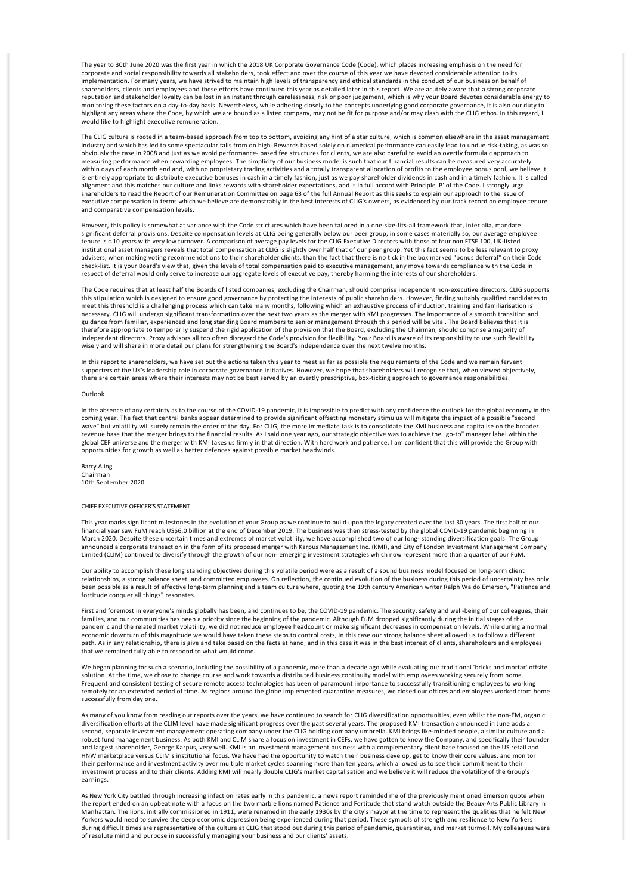The year to 30th June 2020 was the first year in which the 2018 UK Corporate Governance Code (Code), which places increasing emphasis on the need for corporate and social responsibility towards all stakeholders, took effect and over the course of this year we have devoted considerable attention to its implementation. For many years, we have strived to maintain high levels of transparency and ethical standards in the conduct of our business on behalf of shareholders, clients and employees and these efforts have continued this year as detailed later in this report. We are acutely aware that a strong corporate reputation and stakeholder loyalty can be lost in an instant through carelessness, risk or poor judgement, which is why your Board devotes considerable energy to monitoring these factors on a day-to-day basis. Nevertheless, while adhering closely to the concepts underlying good corporate governance, it is also our duty to highlight any areas where the Code, by which we are bound as a listed company, may not be fit for purpose and/or may clash with the CLIG ethos. In this regard, I would like to highlight executive remuneration.

The CLIG culture is rooted in a team-based approach from top to bottom, avoiding any hint of a star culture, which is common elsewhere in the asset management industry and which has led to some spectacular falls from on high. Rewards based solely on numerical performance can easily lead to undue risk-taking, as was so obviously the case in 2008 and just as we avoid performance- based fee structures for clients, we are also careful to avoid an overtly formulaic approach to measuring performance when rewarding employees. The simplicity of our business model is such that our financial results can be measured very accurately within days of each month end and, with no proprietary trading activities and a totally transparent allocation of profits to the employee bonus pool, we believe it is entirely appropriate to distribute executive bonuses in cash in a timely fashion, just as we pay shareholder dividends in cash and in a timely fashion. It is called alignment and this matches our culture and links rewards with shareholder expectations, and is in full accord with Principle 'P' of the Code. I strongly urge shareholders to read the Report of our Remuneration Committee on page 63 of the full Annual Report as this seeks to explain our approach to the issue of executive compensation in terms which we believe are demonstrably in the best interests of CLIG's owners, as evidenced by our track record on employee tenure and comparative compensation levels.

However, this policy is somewhat at variance with the Code strictures which have been tailored in a one-size-fits-all framework that, inter alia, mandate significant deferral provisions. Despite compensation levels at CLIG being generally below our peer group, in some cases materially so, our average employee tenure is c.10 years with very low turnover. A comparison of average pay levels for the CLIG Executive Directors with those of four non FTSE 100, UK-listed institutional asset managers reveals that total compensation at CLIG is slightly over half that of our peer group. Yet this fact seems to be less relevant to proxy advisers, when making voting recommendations to their shareholder clients, than the fact that there is no tick in the box marked "bonus deferral" on their Code check-list. It is your Board's view that, given the levels of total compensation paid to executive management, any move towards compliance with the Code in respect of deferral would only serve to increase our aggregate levels of executive pay, thereby harming the interests of our shareholders.

The Code requires that at least half the Boards of listed companies, excluding the Chairman, should comprise independent non-executive directors. CLIG supports this stipulation which is designed to ensure good governance by protecting the interests of public shareholders. However, finding suitably qualified candidates to meet this threshold is a challenging process which can take many months, following which an exhaustive process of induction, training and familiarisation is necessary. CLIG will undergo significant transformation over the next two years as the merger with KMI progresses. The importance of a smooth transition and guidance from familiar, experienced and long standing Board members to senior management through this period will be vital. The Board believes that it is therefore appropriate to temporarily suspend the rigid application of the provision that the Board, excluding the Chairman, should comprise a majority of independent directors. Proxy advisors all too often disregard the Code's provision for flexibility. Your Board is aware of its responsibility to use such flexibility wisely and will share in more detail our plans for strengthening the Board's independence over the next twelve months.

In this report to shareholders, we have set out the actions taken this year to meet as far as possible the requirements of the Code and we remain fervent supporters of the UK's leadership role in corporate governance initiatives. However, we hope that shareholders will recognise that, when viewed objectively, there are certain areas where their interests may not be best served by an overtly prescriptive, box-ticking approach to governance responsibilities.

## Outlook

In the absence of any certainty as to the course of the COVID-19 pandemic, it is impossible to predict with any confidence the outlook for the global economy in the coming year. The fact that central banks appear determined to provide significant offsetting monetary stimulus will mitigate the impact of a possible "second wave" but volatility will surely remain the order of the day. For CLIG, the more immediate task is to consolidate the KMI business and capitalise on the broader revenue base that the merger brings to the financial results. As I said one year ago, our strategic objective was to achieve the "go-to" manager label within the global CEF universe and the merger with KMI takes us firmly in that direction. With hard work and patience, I am confident that this will provide the Group with opportunities for growth as well as better defences against possible market headwinds.

Barry Aling
Chairman
10th September 2020

## CHIEF EXECUTIVE OFFICER'S STATEMENT

This year marks significant milestones in the evolution of your Group as we continue to build upon the legacy created over the last 30 years. The first half of our financial year saw FuM reach US$6.0 billion at the end of December 2019. The business was then stress-tested by the global COVID-19 pandemic beginning in March 2020. Despite these uncertain times and extremes of market volatility, we have accomplished two of our long- standing diversification goals. The Group announced a corporate transaction in the form of its proposed merger with Karpus Management Inc. (KMI), and City of London Investment Management Company Limited (CLIM) continued to diversify through the growth of our non- emerging investment strategies which now represent more than a quarter of our FuM.

Our ability to accomplish these long standing objectives during this volatile period were as a result of a sound business model focused on long-term client relationships, a strong balance sheet, and committed employees. On reflection, the continued evolution of the business during this period of uncertainty has only been possible as a result of effective long-term planning and a team culture where, quoting the 19th century American writer Ralph Waldo Emerson, "Patience and fortitude conquer all things" resonates.

First and foremost in everyone's minds globally has been, and continues to be, the COVID-19 pandemic. The security, safety and well-being of our colleagues, their families, and our communities has been a priority since the beginning of the pandemic. Although FuM dropped significantly during the initial stages of the pandemic and the related market volatility, we did not reduce employee headcount or make significant decreases in compensation levels. While during a normal economic downturn of this magnitude we would have taken these steps to control costs, in this case our strong balance sheet allowed us to follow a different path. As in any relationship, there is give and take based on the facts at hand, and in this case it was in the best interest of clients, shareholders and employees that we remained fully able to respond to what would come.

We began planning for such a scenario, including the possibility of a pandemic, more than a decade ago while evaluating our traditional 'bricks and mortar' offsite solution. At the time, we chose to change course and work towards a distributed business continuity model with employees working securely from home. Frequent and consistent testing of secure remote access technologies has been of paramount importance to successfully transitioning employees to working remotely for an extended period of time. As regions around the globe implemented quarantine measures, we closed our offices and employees worked from home successfully from day one.

As many of you know from reading our reports over the years, we have continued to search for CLIG diversification opportunities, even whilst the non-EM, organic diversification efforts at the CLIM level have made significant progress over the past several years. The proposed KMI transaction announced in June adds a second, separate investment management operating company under the CLIG holding company umbrella. KMI brings like-minded people, a similar culture and a robust fund management business. As both KMI and CLIM share a focus on investment in CEFs, we have gotten to know the Company, and specifically their founder and largest shareholder, George Karpus, very well. KMI is an investment management business with a complementary client base focused on the US retail and HNW marketplace versus CLIM's institutional focus. We have had the opportunity to watch their business develop, get to know their core values, and monitor their performance and investment activity over multiple market cycles spanning more than ten years, which allowed us to see their commitment to their investment process and to their clients. Adding KMI will nearly double CLIG's market capitalisation and we believe it will reduce the volatility of the Group's earnings.

As New York City battled through increasing infection rates early in this pandemic, a news report reminded me of the previously mentioned Emerson quote when the report ended on an upbeat note with a focus on the two marble lions named Patience and Fortitude that stand watch outside the Beaux-Arts Public Library in Manhattan. The lions, initially commissioned in 1911, were renamed in the early 1930s by the city's mayor at the time to represent the qualities that he felt New Yorkers would need to survive the deep economic depression being experienced during that period. These symbols of strength and resilience to New Yorkers during difficult times are representative of the culture at CLIG that stood out during this period of pandemic, quarantines, and market turmoil. My colleagues were of resolute mind and purpose in successfully managing your business and our clients' assets.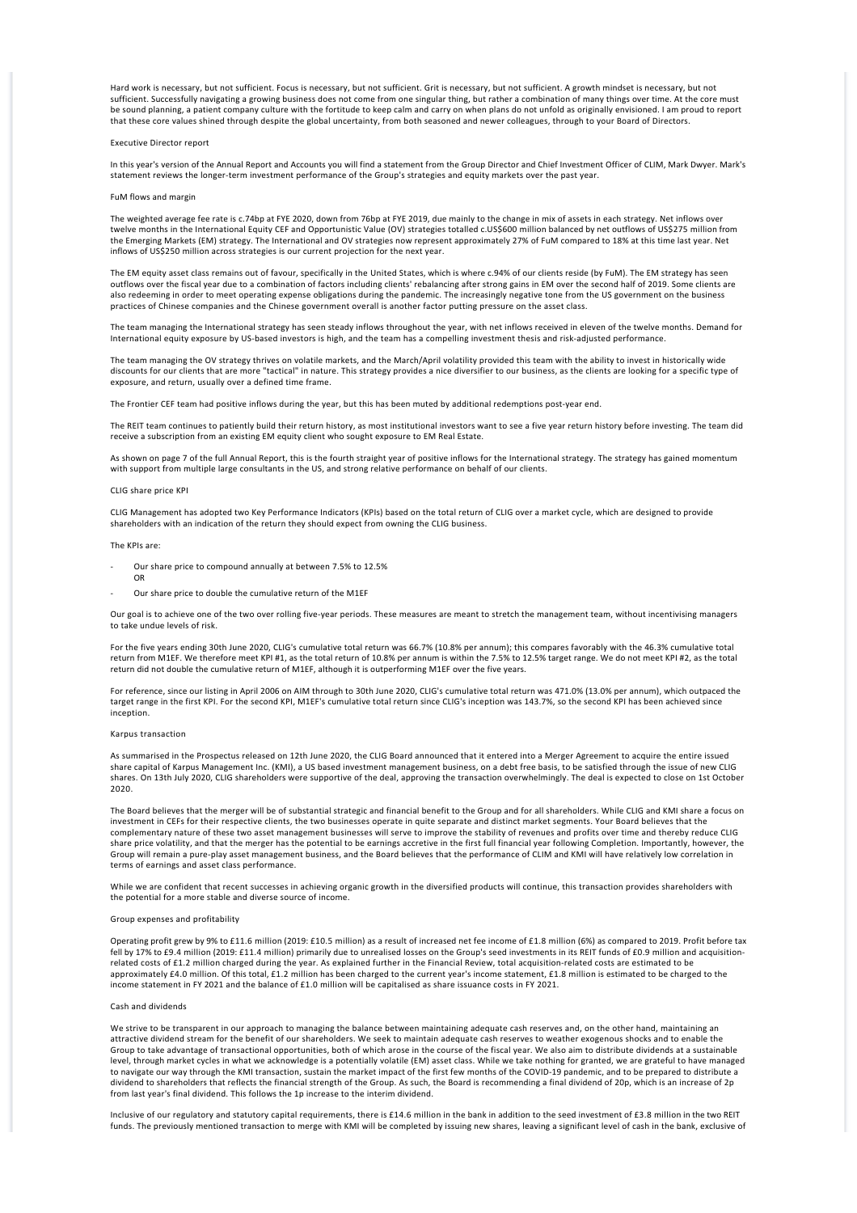Hard work is necessary, but not sufficient. Focus is necessary, but not sufficient. Grit is necessary, but not sufficient. A growth mindset is necessary, but not sufficient. Successfully navigating a growing business does not come from one singular thing, but rather a combination of many things over time. At the core must be sound planning, a patient company culture with the fortitude to keep calm and carry on when plans do not unfold as originally envisioned. I am proud to report that these core values shined through despite the global uncertainty, from both seasoned and newer colleagues, through to your Board of Directors.

## Executive Director report

In this year's version of the Annual Report and Accounts you will find a statement from the Group Director and Chief Investment Officer of CLIM, Mark Dwyer. Mark's statement reviews the longer-term investment performance of the Group's strategies and equity markets over the past year.

## FuM flows and margin

The weighted average fee rate is c.74bp at FYE 2020, down from 76bp at FYE 2019, due mainly to the change in mix of assets in each strategy. Net inflows over twelve months in the International Equity CEF and Opportunistic Value (OV) strategies totalled c.US$600 million balanced by net outflows of US$275 million from the Emerging Markets (EM) strategy. The International and OV strategies now represent approximately 27% of FuM compared to 18% at this time last year. Net inflows of US$250 million across strategies is our current projection for the next year.

The EM equity asset class remains out of favour, specifically in the United States, which is where c.94% of our clients reside (by FuM). The EM strategy has seen outflows over the fiscal year due to a combination of factors including clients' rebalancing after strong gains in EM over the second half of 2019. Some clients are also redeeming in order to meet operating expense obligations during the pandemic. The increasingly negative tone from the US government on the business practices of Chinese companies and the Chinese government overall is another factor putting pressure on the asset class.

The team managing the International strategy has seen steady inflows throughout the year, with net inflows received in eleven of the twelve months. Demand for International equity exposure by US-based investors is high, and the team has a compelling investment thesis and risk-adjusted performance.

The team managing the OV strategy thrives on volatile markets, and the March/April volatility provided this team with the ability to invest in historically wide discounts for our clients that are more "tactical" in nature. This strategy provides a nice diversifier to our business, as the clients are looking for a specific type of exposure, and return, usually over a defined time frame.

The Frontier CEF team had positive inflows during the year, but this has been muted by additional redemptions post-year end.

The REIT team continues to patiently build their return history, as most institutional investors want to see a five year return history before investing. The team did receive a subscription from an existing EM equity client who sought exposure to EM Real Estate.

As shown on page 7 of the full Annual Report, this is the fourth straight year of positive inflows for the International strategy. The strategy has gained momentum with support from multiple large consultants in the US, and strong relative performance on behalf of our clients.

## CLIG share price KPI

CLIG Management has adopted two Key Performance Indicators (KPIs) based on the total return of CLIG over a market cycle, which are designed to provide shareholders with an indication of the return they should expect from owning the CLIG business.

The KPIs are:

- Our share price to compound annually at between 7.5% to 12.5%
  OR
- Our share price to double the cumulative return of the M1EF

Our goal is to achieve one of the two over rolling five-year periods. These measures are meant to stretch the management team, without incentivising managers to take undue levels of risk.

For the five years ending 30th June 2020, CLIG's cumulative total return was 66.7% (10.8% per annum); this compares favorably with the 46.3% cumulative total return from M1EF. We therefore meet KPI #1, as the total return of 10.8% per annum is within the 7.5% to 12.5% target range. We do not meet KPI #2, as the total return did not double the cumulative return of M1EF, although it is outperforming M1EF over the five years.

For reference, since our listing in April 2006 on AIM through to 30th June 2020, CLIG's cumulative total return was 471.0% (13.0% per annum), which outpaced the target range in the first KPI. For the second KPI, M1EF's cumulative total return since CLIG's inception was 143.7%, so the second KPI has been achieved since inception.

## Karpus transaction

As summarised in the Prospectus released on 12th June 2020, the CLIG Board announced that it entered into a Merger Agreement to acquire the entire issued share capital of Karpus Management Inc. (KMI), a US based investment management business, on a debt free basis, to be satisfied through the issue of new CLIG shares. On 13th July 2020, CLIG shareholders were supportive of the deal, approving the transaction overwhelmingly. The deal is expected to close on 1st October 2020.

The Board believes that the merger will be of substantial strategic and financial benefit to the Group and for all shareholders. While CLIG and KMI share a focus on investment in CEFs for their respective clients, the two businesses operate in quite separate and distinct market segments. Your Board believes that the complementary nature of these two asset management businesses will serve to improve the stability of revenues and profits over time and thereby reduce CLIG share price volatility, and that the merger has the potential to be earnings accretive in the first full financial year following Completion. Importantly, however, the Group will remain a pure-play asset management business, and the Board believes that the performance of CLIM and KMI will have relatively low correlation in terms of earnings and asset class performance.

While we are confident that recent successes in achieving organic growth in the diversified products will continue, this transaction provides shareholders with the potential for a more stable and diverse source of income.

## Group expenses and profitability

Operating profit grew by 9% to £11.6 million (2019: £10.5 million) as a result of increased net fee income of £1.8 million (6%) as compared to 2019. Profit before tax fell by 17% to £9.4 million (2019: £11.4 million) primarily due to unrealised losses on the Group's seed investments in its REIT funds of £0.9 million and acquisition-related costs of £1.2 million charged during the year. As explained further in the Financial Review, total acquisition-related costs are estimated to be approximately £4.0 million. Of this total, £1.2 million has been charged to the current year's income statement, £1.8 million is estimated to be charged to the income statement in FY 2021 and the balance of £1.0 million will be capitalised as share issuance costs in FY 2021.

## Cash and dividends

We strive to be transparent in our approach to managing the balance between maintaining adequate cash reserves and, on the other hand, maintaining an attractive dividend stream for the benefit of our shareholders. We seek to maintain adequate cash reserves to weather exogenous shocks and to enable the Group to take advantage of transactional opportunities, both of which arose in the course of the fiscal year. We also aim to distribute dividends at a sustainable level, through market cycles in what we acknowledge is a potentially volatile (EM) asset class. While we take nothing for granted, we are grateful to have managed to navigate our way through the KMI transaction, sustain the market impact of the first few months of the COVID-19 pandemic, and to be prepared to distribute a dividend to shareholders that reflects the financial strength of the Group. As such, the Board is recommending a final dividend of 20p, which is an increase of 2p from last year's final dividend. This follows the 1p increase to the interim dividend.

Inclusive of our regulatory and statutory capital requirements, there is £14.6 million in the bank in addition to the seed investment of £3.8 million in the two REIT funds. The previously mentioned transaction to merge with KMI will be completed by issuing new shares, leaving a significant level of cash in the bank, exclusive of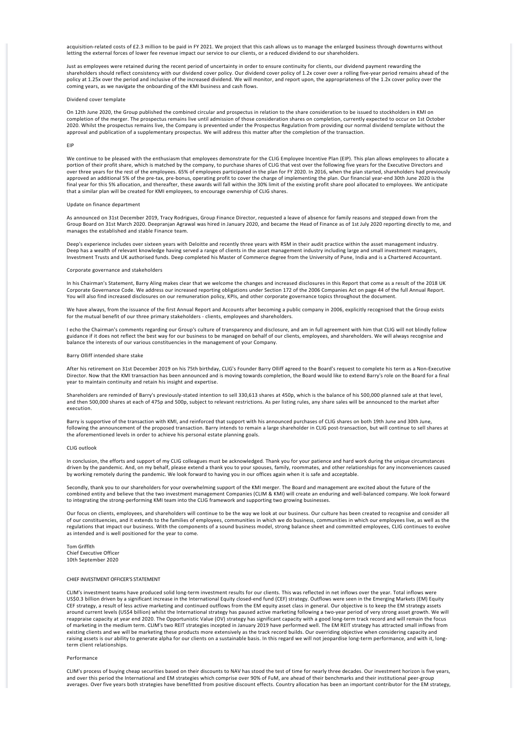acquisition-related costs of £2.3 million to be paid in FY 2021. We project that this cash allows us to manage the enlarged business through downturns without letting the external forces of lower fee revenue impact our service to our clients, or a reduced dividend to our shareholders.

Just as employees were retained during the recent period of uncertainty in order to ensure continuity for clients, our dividend payment rewarding the shareholders should reflect consistency with our dividend cover policy. Our dividend cover policy of 1.2x cover over a rolling five-year period remains ahead of the policy at 1.25x over the period and inclusive of the increased dividend. We will monitor, and report upon, the appropriateness of the 1.2x cover policy over the coming years, as we navigate the onboarding of the KMI business and cash flows.

### Dividend cover template

On 12th June 2020, the Group published the combined circular and prospectus in relation to the share consideration to be issued to stockholders in KMI on completion of the merger. The prospectus remains live until admission of those consideration shares on completion, currently expected to occur on 1st October 2020. Whilst the prospectus remains live, the Company is prevented under the Prospectus Regulation from providing our normal dividend template without the approval and publication of a supplementary prospectus. We will address this matter after the completion of the transaction.

### EIP

We continue to be pleased with the enthusiasm that employees demonstrate for the CLIG Employee Incentive Plan (EIP). This plan allows employees to allocate a portion of their profit share, which is matched by the company, to purchase shares of CLIG that vest over the following five years for the Executive Directors and over three years for the rest of the employees. 65% of employees participated in the plan for FY 2020. In 2016, when the plan started, shareholders had previously approved an additional 5% of the pre-tax, pre-bonus, operating profit to cover the charge of implementing the plan. Our financial year-end 30th June 2020 is the final year for this 5% allocation, and thereafter, these awards will fall within the 30% limit of the existing profit share pool allocated to employees. We anticipate that a similar plan will be created for KMI employees, to encourage ownership of CLIG shares.

### Update on finance department

As announced on 31st December 2019, Tracy Rodrigues, Group Finance Director, requested a leave of absence for family reasons and stepped down from the Group Board on 31st March 2020. Deepranjan Agrawal was hired in January 2020, and became the Head of Finance as of 1st July 2020 reporting directly to me, and manages the established and stable Finance team.

Deep's experience includes over sixteen years with Deloitte and recently three years with RSM in their audit practice within the asset management industry. Deep has a wealth of relevant knowledge having served a range of clients in the asset management industry including large and small investment managers, Investment Trusts and UK authorised funds. Deep completed his Master of Commerce degree from the University of Pune, India and is a Chartered Accountant.

### Corporate governance and stakeholders

In his Chairman's Statement, Barry Aling makes clear that we welcome the changes and increased disclosures in this Report that come as a result of the 2018 UK Corporate Governance Code. We address our increased reporting obligations under Section 172 of the 2006 Companies Act on page 44 of the full Annual Report. You will also find increased disclosures on our remuneration policy, KPIs, and other corporate governance topics throughout the document.

We have always, from the issuance of the first Annual Report and Accounts after becoming a public company in 2006, explicitly recognised that the Group exists for the mutual benefit of our three primary stakeholders - clients, employees and shareholders.

I echo the Chairman's comments regarding our Group's culture of transparency and disclosure, and am in full agreement with him that CLIG will not blindly follow guidance if it does not reflect the best way for our business to be managed on behalf of our clients, employees, and shareholders. We will always recognise and balance the interests of our various constituencies in the management of your Company.

### Barry Olliff intended share stake

After his retirement on 31st December 2019 on his 75th birthday, CLIG's Founder Barry Olliff agreed to the Board's request to complete his term as a Non-Executive Director. Now that the KMI transaction has been announced and is moving towards completion, the Board would like to extend Barry's role on the Board for a final year to maintain continuity and retain his insight and expertise.

Shareholders are reminded of Barry's previously-stated intention to sell 330,613 shares at 450p, which is the balance of his 500,000 planned sale at that level, and then 500,000 shares at each of 475p and 500p, subject to relevant restrictions. As per listing rules, any share sales will be announced to the market after execution.

Barry is supportive of the transaction with KMI, and reinforced that support with his announced purchases of CLIG shares on both 19th June and 30th June, following the announcement of the proposed transaction. Barry intends to remain a large shareholder in CLIG post-transaction, but will continue to sell shares at the aforementioned levels in order to achieve his personal estate planning goals.

### CLIG outlook

In conclusion, the efforts and support of my CLIG colleagues must be acknowledged. Thank you for your patience and hard work during the unique circumstances driven by the pandemic. And, on my behalf, please extend a thank you to your spouses, family, roommates, and other relationships for any inconveniences caused by working remotely during the pandemic. We look forward to having you in our offices again when it is safe and acceptable.

Secondly, thank you to our shareholders for your overwhelming support of the KMI merger. The Board and management are excited about the future of the combined entity and believe that the two investment management Companies (CLIM & KMI) will create an enduring and well-balanced company. We look forward to integrating the strong-performing KMI team into the CLIG framework and supporting two growing businesses.

Our focus on clients, employees, and shareholders will continue to be the way we look at our business. Our culture has been created to recognise and consider all of our constituencies, and it extends to the families of employees, communities in which we do business, communities in which our employees live, as well as the regulations that impact our business. With the components of a sound business model, strong balance sheet and committed employees, CLIG continues to evolve as intended and is well positioned for the year to come.

Tom Griffith
Chief Executive Officer
10th September 2020

## CHIEF INVESTMENT OFFICER'S STATEMENT

CLIM's investment teams have produced solid long-term investment results for our clients. This was reflected in net inflows over the year. Total inflows were US$0.3 billion driven by a significant increase in the International Equity closed-end fund (CEF) strategy. Outflows were seen in the Emerging Markets (EM) Equity CEF strategy, a result of less active marketing and continued outflows from the EM equity asset class in general. Our objective is to keep the EM strategy assets around current levels (US$4 billion) whilst the International strategy has paused active marketing following a two-year period of very strong asset growth. We will reappraise capacity at year end 2020. The Opportunistic Value (OV) strategy has significant capacity with a good long-term track record and will remain the focus of marketing in the medium term. CLIM's two REIT strategies incepted in January 2019 have performed well. The EM REIT strategy has attracted small inflows from existing clients and we will be marketing these products more extensively as the track record builds. Our overriding objective when considering capacity and raising assets is our ability to generate alpha for our clients on a sustainable basis. In this regard we will not jeopardise long-term performance, and with it, long-term client relationships.

### Performance

CLIM's process of buying cheap securities based on their discounts to NAV has stood the test of time for nearly three decades. Our investment horizon is five years, and over this period the International and EM strategies which comprise over 90% of FuM, are ahead of their benchmarks and their institutional peer-group averages. Over five years both strategies have benefitted from positive discount effects. Country allocation has been an important contributor for the EM strategy,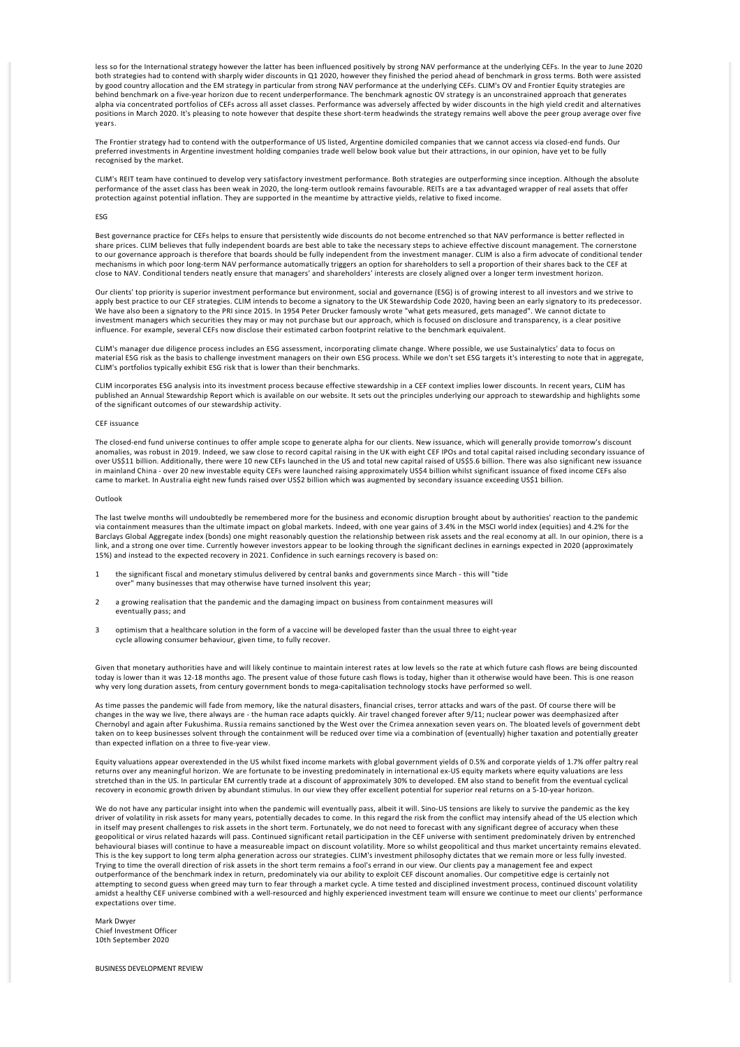less so for the International strategy however the latter has been influenced positively by strong NAV performance at the underlying CEFs. In the year to June 2020 both strategies had to contend with sharply wider discounts in Q1 2020, however they finished the period ahead of benchmark in gross terms. Both were assisted by good country allocation and the EM strategy in particular from strong NAV performance at the underlying CEFs. CLIM's OV and Frontier Equity strategies are behind benchmark on a five-year horizon due to recent underperformance. The benchmark agnostic OV strategy is an unconstrained approach that generates alpha via concentrated portfolios of CEFs across all asset classes. Performance was adversely affected by wider discounts in the high yield credit and alternatives positions in March 2020. It's pleasing to note however that despite these short-term headwinds the strategy remains well above the peer group average over five years.

The Frontier strategy had to contend with the outperformance of US listed, Argentine domiciled companies that we cannot access via closed-end funds. Our preferred investments in Argentine investment holding companies trade well below book value but their attractions, in our opinion, have yet to be fully recognised by the market.

CLIM's REIT team have continued to develop very satisfactory investment performance. Both strategies are outperforming since inception. Although the absolute performance of the asset class has been weak in 2020, the long-term outlook remains favourable. REITs are a tax advantaged wrapper of real assets that offer protection against potential inflation. They are supported in the meantime by attractive yields, relative to fixed income.

ESG

Best governance practice for CEFs helps to ensure that persistently wide discounts do not become entrenched so that NAV performance is better reflected in share prices. CLIM believes that fully independent boards are best able to take the necessary steps to achieve effective discount management. The cornerstone to our governance approach is therefore that boards should be fully independent from the investment manager. CLIM is also a firm advocate of conditional tender mechanisms in which poor long-term NAV performance automatically triggers an option for shareholders to sell a proportion of their shares back to the CEF at close to NAV. Conditional tenders neatly ensure that managers' and shareholders' interests are closely aligned over a longer term investment horizon.

Our clients' top priority is superior investment performance but environment, social and governance (ESG) is of growing interest to all investors and we strive to apply best practice to our CEF strategies. CLIM intends to become a signatory to the UK Stewardship Code 2020, having been an early signatory to its predecessor. We have also been a signatory to the PRI since 2015. In 1954 Peter Drucker famously wrote "what gets measured, gets managed". We cannot dictate to investment managers which securities they may or may not purchase but our approach, which is focused on disclosure and transparency, is a clear positive influence. For example, several CEFs now disclose their estimated carbon footprint relative to the benchmark equivalent.

CLIM's manager due diligence process includes an ESG assessment, incorporating climate change. Where possible, we use Sustainalytics' data to focus on material ESG risk as the basis to challenge investment managers on their own ESG process. While we don't set ESG targets it's interesting to note that in aggregate, CLIM's portfolios typically exhibit ESG risk that is lower than their benchmarks.

CLIM incorporates ESG analysis into its investment process because effective stewardship in a CEF context implies lower discounts. In recent years, CLIM has published an Annual Stewardship Report which is available on our website. It sets out the principles underlying our approach to stewardship and highlights some of the significant outcomes of our stewardship activity.

CEF issuance

The closed-end fund universe continues to offer ample scope to generate alpha for our clients. New issuance, which will generally provide tomorrow's discount anomalies, was robust in 2019. Indeed, we saw close to record capital raising in the UK with eight CEF IPOs and total capital raised including secondary issuance of over US$11 billion. Additionally, there were 10 new CEFs launched in the US and total new capital raised of US$5.6 billion. There was also significant new issuance in mainland China - over 20 new investable equity CEFs were launched raising approximately US$4 billion whilst significant issuance of fixed income CEFs also came to market. In Australia eight new funds raised over US$2 billion which was augmented by secondary issuance exceeding US$1 billion.

Outlook

The last twelve months will undoubtedly be remembered more for the business and economic disruption brought about by authorities' reaction to the pandemic via containment measures than the ultimate impact on global markets. Indeed, with one year gains of 3.4% in the MSCI world index (equities) and 4.2% for the Barclays Global Aggregate index (bonds) one might reasonably question the relationship between risk assets and the real economy at all. In our opinion, there is a link, and a strong one over time. Currently however investors appear to be looking through the significant declines in earnings expected in 2020 (approximately 15%) and instead to the expected recovery in 2021. Confidence in such earnings recovery is based on:

1. the significant fiscal and monetary stimulus delivered by central banks and governments since March - this will "tide over" many businesses that may otherwise have turned insolvent this year;

2. a growing realisation that the pandemic and the damaging impact on business from containment measures will eventually pass; and

3. optimism that a healthcare solution in the form of a vaccine will be developed faster than the usual three to eight-year cycle allowing consumer behaviour, given time, to fully recover.

Given that monetary authorities have and will likely continue to maintain interest rates at low levels so the rate at which future cash flows are being discounted today is lower than it was 12-18 months ago. The present value of those future cash flows is today, higher than it otherwise would have been. This is one reason why very long duration assets, from century government bonds to mega-capitalisation technology stocks have performed so well.

As time passes the pandemic will fade from memory, like the natural disasters, financial crises, terror attacks and wars of the past. Of course there will be changes in the way we live, there always are - the human race adapts quickly. Air travel changed forever after 9/11; nuclear power was deemphasized after Chernobyl and again after Fukushima. Russia remains sanctioned by the West over the Crimea annexation seven years on. The bloated levels of government debt taken on to keep businesses solvent through the containment will be reduced over time via a combination of (eventually) higher taxation and potentially greater than expected inflation on a three to five-year view.

Equity valuations appear overextended in the US whilst fixed income markets with global government yields of 0.5% and corporate yields of 1.7% offer paltry real returns over any meaningful horizon. We are fortunate to be investing predominately in international ex-US equity markets where equity valuations are less stretched than in the US. In particular EM currently trade at a discount of approximately 30% to developed. EM also stand to benefit from the eventual cyclical recovery in economic growth driven by abundant stimulus. In our view they offer excellent potential for superior real returns on a 5-10-year horizon.

We do not have any particular insight into when the pandemic will eventually pass, albeit it will. Sino-US tensions are likely to survive the pandemic as the key driver of volatility in risk assets for many years, potentially decades to come. In this regard the risk from the conflict may intensify ahead of the US election which in itself may present challenges to risk assets in the short term. Fortunately, we do not need to forecast with any significant degree of accuracy when these geopolitical or virus related hazards will pass. Continued significant retail participation in the CEF universe with sentiment predominately driven by entrenched behavioural biases will continue to have a measureable impact on discount volatility. More so whilst geopolitical and thus market uncertainty remains elevated. This is the key support to long term alpha generation across our strategies. CLIM's investment philosophy dictates that we remain more or less fully invested. Trying to time the overall direction of risk assets in the short term remains a fool's errand in our view. Our clients pay a management fee and expect outperformance of the benchmark index in return, predominately via our ability to exploit CEF discount anomalies. Our competitive edge is certainly not attempting to second guess when greed may turn to fear through a market cycle. A time tested and disciplined investment process, continued discount volatility amidst a healthy CEF universe combined with a well-resourced and highly experienced investment team will ensure we continue to meet our clients' performance expectations over time.

Mark Dwyer
Chief Investment Officer
10th September 2020

BUSINESS DEVELOPMENT REVIEW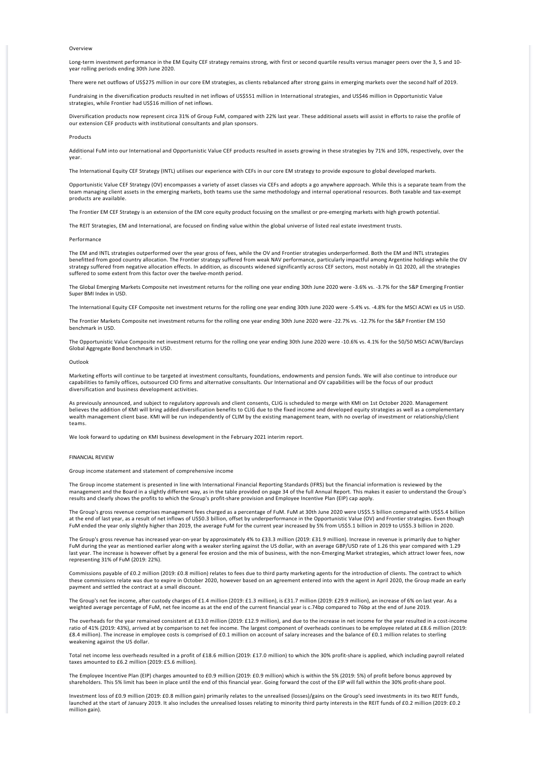## Overview

Long-term investment performance in the EM Equity CEF strategy remains strong, with first or second quartile results versus manager peers over the 3, 5 and 10-year rolling periods ending 30th June 2020.

There were net outflows of US$275 million in our core EM strategies, as clients rebalanced after strong gains in emerging markets over the second half of 2019.

Fundraising in the diversification products resulted in net inflows of US$551 million in International strategies, and US$46 million in Opportunistic Value strategies, while Frontier had US$16 million of net inflows.

Diversification products now represent circa 31% of Group FuM, compared with 22% last year. These additional assets will assist in efforts to raise the profile of our extension CEF products with institutional consultants and plan sponsors.

## Products

Additional FuM into our International and Opportunistic Value CEF products resulted in assets growing in these strategies by 71% and 10%, respectively, over the year.

The International Equity CEF Strategy (INTL) utilises our experience with CEFs in our core EM strategy to provide exposure to global developed markets.

Opportunistic Value CEF Strategy (OV) encompasses a variety of asset classes via CEFs and adopts a go anywhere approach. While this is a separate team from the team managing client assets in the emerging markets, both teams use the same methodology and internal operational resources. Both taxable and tax-exempt products are available.

The Frontier EM CEF Strategy is an extension of the EM core equity product focusing on the smallest or pre-emerging markets with high growth potential.

The REIT Strategies, EM and International, are focused on finding value within the global universe of listed real estate investment trusts.

## Performance

The EM and INTL strategies outperformed over the year gross of fees, while the OV and Frontier strategies underperformed. Both the EM and INTL strategies benefitted from good country allocation. The Frontier strategy suffered from weak NAV performance, particularly impactful among Argentine holdings while the OV strategy suffered from negative allocation effects. In addition, as discounts widened significantly across CEF sectors, most notably in Q1 2020, all the strategies suffered to some extent from this factor over the twelve-month period.

The Global Emerging Markets Composite net investment returns for the rolling one year ending 30th June 2020 were -3.6% vs. -3.7% for the S&P Emerging Frontier Super BMI Index in USD.

The International Equity CEF Composite net investment returns for the rolling one year ending 30th June 2020 were -5.4% vs. -4.8% for the MSCI ACWI ex US in USD.

The Frontier Markets Composite net investment returns for the rolling one year ending 30th June 2020 were -22.7% vs. -12.7% for the S&P Frontier EM 150 benchmark in USD.

The Opportunistic Value Composite net investment returns for the rolling one year ending 30th June 2020 were -10.6% vs. 4.1% for the 50/50 MSCI ACWI/Barclays Global Aggregate Bond benchmark in USD.

## Outlook

Marketing efforts will continue to be targeted at investment consultants, foundations, endowments and pension funds. We will also continue to introduce our capabilities to family offices, outsourced CIO firms and alternative consultants. Our International and OV capabilities will be the focus of our product diversification and business development activities.

As previously announced, and subject to regulatory approvals and client consents, CLIG is scheduled to merge with KMI on 1st October 2020. Management believes the addition of KMI will bring added diversification benefits to CLIG due to the fixed income and developed equity strategies as well as a complementary wealth management client base. KMI will be run independently of CLIM by the existing management team, with no overlap of investment or relationship/client teams.

We look forward to updating on KMI business development in the February 2021 interim report.

# FINANCIAL REVIEW

## Group income statement and statement of comprehensive income

The Group income statement is presented in line with International Financial Reporting Standards (IFRS) but the financial information is reviewed by the management and the Board in a slightly different way, as in the table provided on page 34 of the full Annual Report. This makes it easier to understand the Group's results and clearly shows the profits to which the Group's profit-share provision and Employee Incentive Plan (EIP) cap apply.

The Group's gross revenue comprises management fees charged as a percentage of FuM. FuM at 30th June 2020 were US$5.5 billion compared with US$5.4 billion at the end of last year, as a result of net inflows of US$0.3 billion, offset by underperformance in the Opportunistic Value (OV) and Frontier strategies. Even though FuM ended the year only slightly higher than 2019, the average FuM for the current year increased by 5% from US$5.1 billion in 2019 to US$5.3 billion in 2020.

The Group's gross revenue has increased year-on-year by approximately 4% to £33.3 million (2019: £31.9 million). Increase in revenue is primarily due to higher FuM during the year as mentioned earlier along with a weaker sterling against the US dollar, with an average GBP/USD rate of 1.26 this year compared with 1.29 last year. The increase is however offset by a general fee erosion and the mix of business, with the non-Emerging Market strategies, which attract lower fees, now representing 31% of FuM (2019: 22%).

Commissions payable of £0.2 million (2019: £0.8 million) relates to fees due to third party marketing agents for the introduction of clients. The contract to which these commissions relate was due to expire in October 2020, however based on an agreement entered into with the agent in April 2020, the Group made an early payment and settled the contract at a small discount.

The Group's net fee income, after custody charges of £1.4 million (2019: £1.3 million), is £31.7 million (2019: £29.9 million), an increase of 6% on last year. As a weighted average percentage of FuM, net fee income as at the end of the current financial year is c.74bp compared to 76bp at the end of June 2019.

The overheads for the year remained consistent at £13.0 million (2019: £12.9 million), and due to the increase in net income for the year resulted in a cost-income ratio of 41% (2019: 43%), arrived at by comparison to net fee income. The largest component of overheads continues to be employee related at £8.6 million (2019: £8.4 million). The increase in employee costs is comprised of £0.1 million on account of salary increases and the balance of £0.1 million relates to sterling weakening against the US dollar.

Total net income less overheads resulted in a profit of £18.6 million (2019: £17.0 million) to which the 30% profit-share is applied, which including payroll related taxes amounted to £6.2 million (2019: £5.6 million).

The Employee Incentive Plan (EIP) charges amounted to £0.9 million (2019: £0.9 million) which is within the 5% (2019: 5%) of profit before bonus approved by shareholders. This 5% limit has been in place until the end of this financial year. Going forward the cost of the EIP will fall within the 30% profit-share pool.

Investment loss of £0.9 million (2019: £0.8 million gain) primarily relates to the unrealised (losses)/gains on the Group's seed investments in its two REIT funds, launched at the start of January 2019. It also includes the unrealised losses relating to minority third party interests in the REIT funds of £0.2 million (2019: £0.2 million gain).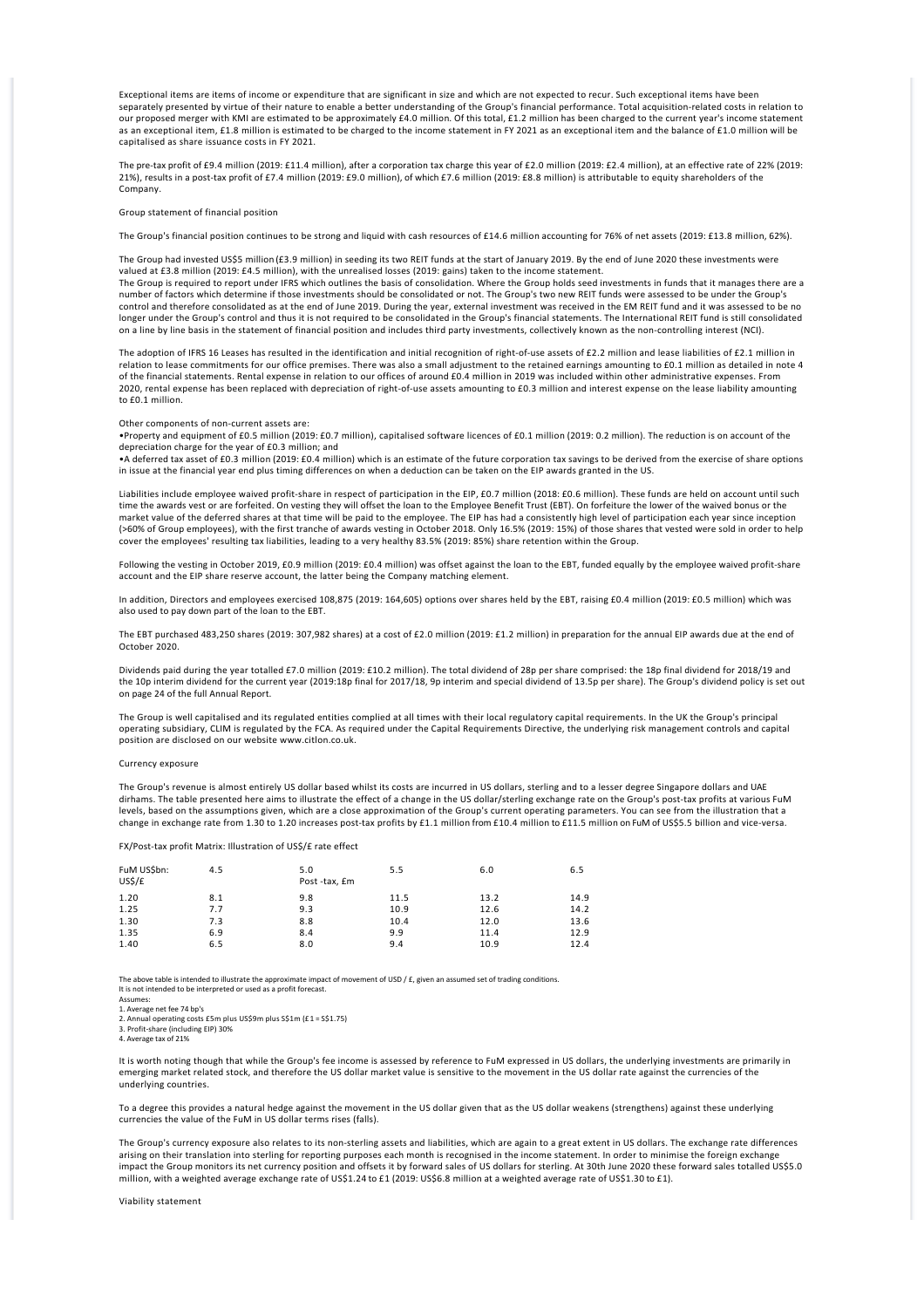Exceptional items are items of income or expenditure that are significant in size and which are not expected to recur. Such exceptional items have been separately presented by virtue of their nature to enable a better understanding of the Group's financial performance. Total acquisition-related costs in relation to our proposed merger with KMI are estimated to be approximately £4.0 million. Of this total, £1.2 million has been charged to the current year's income statement as an exceptional item, £1.8 million is estimated to be charged to the income statement in FY 2021 as an exceptional item and the balance of £1.0 million will be capitalised as share issuance costs in FY 2021.

The pre-tax profit of £9.4 million (2019: £11.4 million), after a corporation tax charge this year of £2.0 million (2019: £2.4 million), at an effective rate of 22% (2019: 21%), results in a post-tax profit of £7.4 million (2019: £9.0 million), of which £7.6 million (2019: £8.8 million) is attributable to equity shareholders of the Company.

## Group statement of financial position

The Group's financial position continues to be strong and liquid with cash resources of £14.6 million accounting for 76% of net assets (2019: £13.8 million, 62%).

The Group had invested US$5 million (£3.9 million) in seeding its two REIT funds at the start of January 2019. By the end of June 2020 these investments were valued at £3.8 million (2019: £4.5 million), with the unrealised losses (2019: gains) taken to the income statement.
The Group is required to report under IFRS which outlines the basis of consolidation. Where the Group holds seed investments in funds that it manages there are a number of factors which determine if those investments should be consolidated or not. The Group's two new REIT funds were assessed to be under the Group's control and therefore consolidated as at the end of June 2019. During the year, external investment was received in the EM REIT fund and it was assessed to be no longer under the Group's control and thus it is not required to be consolidated in the Group's financial statements. The International REIT fund is still consolidated on a line by line basis in the statement of financial position and includes third party investments, collectively known as the non-controlling interest (NCI).

The adoption of IFRS 16 Leases has resulted in the identification and initial recognition of right-of-use assets of £2.2 million and lease liabilities of £2.1 million in relation to lease commitments for our office premises. There was also a small adjustment to the retained earnings amounting to £0.1 million as detailed in note 4 of the financial statements. Rental expense in relation to our offices of around £0.4 million in 2019 was included within other administrative expenses. From 2020, rental expense has been replaced with depreciation of right-of-use assets amounting to £0.3 million and interest expense on the lease liability amounting to £0.1 million.

Other components of non-current assets are:

- Property and equipment of £0.5 million (2019: £0.7 million), capitalised software licences of £0.1 million (2019: 0.2 million). The reduction is on account of the depreciation charge for the year of £0.3 million; and
- A deferred tax asset of £0.3 million (2019: £0.4 million) which is an estimate of the future corporation tax savings to be derived from the exercise of share options in issue at the financial year end plus timing differences on when a deduction can be taken on the EIP awards granted in the US.

Liabilities include employee waived profit-share in respect of participation in the EIP, £0.7 million (2018: £0.6 million). These funds are held on account until such time the awards vest or are forfeited. On vesting they will offset the loan to the Employee Benefit Trust (EBT). On forfeiture the lower of the waived bonus or the market value of the deferred shares at that time will be paid to the employee. The EIP has had a consistently high level of participation each year since inception (>60% of Group employees), with the first tranche of awards vesting in October 2018. Only 16.5% (2019: 15%) of those shares that vested were sold in order to help cover the employees' resulting tax liabilities, leading to a very healthy 83.5% (2019: 85%) share retention within the Group.

Following the vesting in October 2019, £0.9 million (2019: £0.4 million) was offset against the loan to the EBT, funded equally by the employee waived profit-share account and the EIP share reserve account, the latter being the Company matching element.

In addition, Directors and employees exercised 108,875 (2019: 164,605) options over shares held by the EBT, raising £0.4 million (2019: £0.5 million) which was also used to pay down part of the loan to the EBT.

The EBT purchased 483,250 shares (2019: 307,982 shares) at a cost of £2.0 million (2019: £1.2 million) in preparation for the annual EIP awards due at the end of October 2020.

Dividends paid during the year totalled £7.0 million (2019: £10.2 million). The total dividend of 28p per share comprised: the 18p final dividend for 2018/19 and the 10p interim dividend for the current year (2019:18p final for 2017/18, 9p interim and special dividend of 13.5p per share). The Group's dividend policy is set out on page 24 of the full Annual Report.

The Group is well capitalised and its regulated entities complied at all times with their local regulatory capital requirements. In the UK the Group's principal operating subsidiary, CLIM is regulated by the FCA. As required under the Capital Requirements Directive, the underlying risk management controls and capital position are disclosed on our website www.citlon.co.uk.

## Currency exposure

The Group's revenue is almost entirely US dollar based whilst its costs are incurred in US dollars, sterling and to a lesser degree Singapore dollars and UAE dirhams. The table presented here aims to illustrate the effect of a change in the US dollar/sterling exchange rate on the Group's post-tax profits at various FuM levels, based on the assumptions given, which are a close approximation of the Group's current operating parameters. You can see from the illustration that a change in exchange rate from 1.30 to 1.20 increases post-tax profits by £1.1 million from £10.4 million to £11.5 million on FuM of US$5.5 billion and vice-versa.

FX/Post-tax profit Matrix: Illustration of US$/£ rate effect

| FuM US$bn: | 4.5 | 5.0 | 5.5 | 6.0 | 6.5 |
|---|---|---|---|---|---|
| US$/£ | | Post -tax, £m | | | |
| 1.20 | 8.1 | 9.8 | 11.5 | 13.2 | 14.9 |
| 1.25 | 7.7 | 9.3 | 10.9 | 12.6 | 14.2 |
| 1.30 | 7.3 | 8.8 | 10.4 | 12.0 | 13.6 |
| 1.35 | 6.9 | 8.4 | 9.9 | 11.4 | 12.9 |
| 1.40 | 6.5 | 8.0 | 9.4 | 10.9 | 12.4 |

The above table is intended to illustrate the approximate impact of movement of USD / £, given an assumed set of trading conditions.
It is not intended to be interpreted or used as a profit forecast.
Assumes:
1. Average net fee 74 bp's
2. Annual operating costs £5m plus US$9m plus S$1m (£1 = S$1.75)
3. Profit-share (including EIP) 30%
4. Average tax of 21%

It is worth noting though that while the Group's fee income is assessed by reference to FuM expressed in US dollars, the underlying investments are primarily in emerging market related stock, and therefore the US dollar market value is sensitive to the movement in the US dollar rate against the currencies of the underlying countries.

To a degree this provides a natural hedge against the movement in the US dollar given that as the US dollar weakens (strengthens) against these underlying currencies the value of the FuM in US dollar terms rises (falls).

The Group's currency exposure also relates to its non-sterling assets and liabilities, which are again to a great extent in US dollars. The exchange rate differences arising on their translation into sterling for reporting purposes each month is recognised in the income statement. In order to minimise the foreign exchange impact the Group monitors its net currency position and offsets it by forward sales of US dollars for sterling. At 30th June 2020 these forward sales totalled US$5.0 million, with a weighted average exchange rate of US$1.24 to £1 (2019: US$6.8 million at a weighted average rate of US$1.30 to £1).

## Viability statement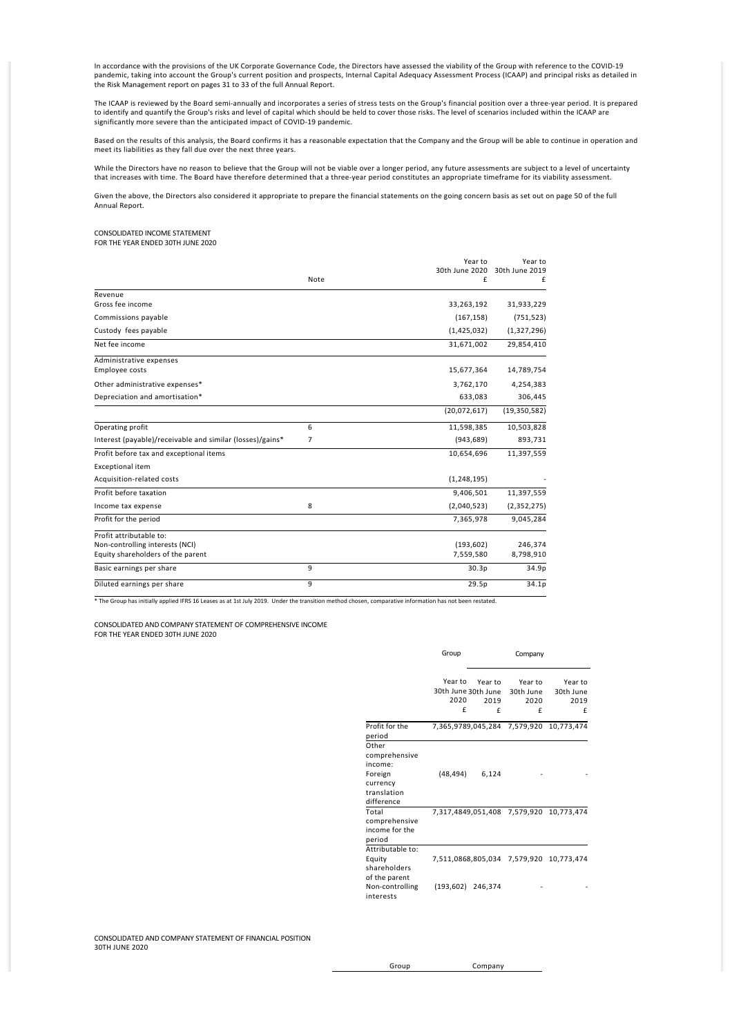In accordance with the provisions of the UK Corporate Governance Code, the Directors have assessed the viability of the Group with reference to the COVID-19 pandemic, taking into account the Group's current position and prospects, Internal Capital Adequacy Assessment Process (ICAAP) and principal risks as detailed in the Risk Management report on pages 31 to 33 of the full Annual Report.

The ICAAP is reviewed by the Board semi-annually and incorporates a series of stress tests on the Group's financial position over a three-year period. It is prepared to identify and quantify the Group's risks and level of capital which should be held to cover those risks. The level of scenarios included within the ICAAP are significantly more severe than the anticipated impact of COVID-19 pandemic.

Based on the results of this analysis, the Board confirms it has a reasonable expectation that the Company and the Group will be able to continue in operation and meet its liabilities as they fall due over the next three years.

While the Directors have no reason to believe that the Group will not be viable over a longer period, any future assessments are subject to a level of uncertainty that increases with time. The Board have therefore determined that a three-year period constitutes an appropriate timeframe for its viability assessment.

Given the above, the Directors also considered it appropriate to prepare the financial statements on the going concern basis as set out on page 50 of the full Annual Report.

## CONSOLIDATED INCOME STATEMENT
FOR THE YEAR ENDED 30TH JUNE 2020

| | Note | Year to 30th June 2020 £ | Year to 30th June 2019 £ |
|---|---|---|---|
| Revenue | | | |
| Gross fee income | | 33,263,192 | 31,933,229 |
| Commissions payable | | (167,158) | (751,523) |
| Custody fees payable | | (1,425,032) | (1,327,296) |
| Net fee income | | 31,671,002 | 29,854,410 |
| Administrative expenses | | | |
| Employee costs | | 15,677,364 | 14,789,754 |
| Other administrative expenses* | | 3,762,170 | 4,254,383 |
| Depreciation and amortisation* | | 633,083 | 306,445 |
| | | (20,072,617) | (19,350,582) |
| Operating profit | 6 | 11,598,385 | 10,503,828 |
| Interest (payable)/receivable and similar (losses)/gains* | 7 | (943,689) | 893,731 |
| Profit before tax and exceptional items | | 10,654,696 | 11,397,559 |
| Exceptional item | | | |
| Acquisition-related costs | | (1,248,195) | - |
| Profit before taxation | | 9,406,501 | 11,397,559 |
| Income tax expense | 8 | (2,040,523) | (2,352,275) |
| Profit for the period | | 7,365,978 | 9,045,284 |
| Profit attributable to: | | | |
| Non-controlling interests (NCI) | | (193,602) | 246,374 |
| Equity shareholders of the parent | | 7,559,580 | 8,798,910 |
| Basic earnings per share | 9 | 30.3p | 34.9p |
| Diluted earnings per share | 9 | 29.5p | 34.1p |

\* The Group has initially applied IFRS 16 Leases as at 1st July 2019. Under the transition method chosen, comparative information has not been restated.

## CONSOLIDATED AND COMPANY STATEMENT OF COMPREHENSIVE INCOME
FOR THE YEAR ENDED 30TH JUNE 2020

| | Group | | Company | |
|---|---|---|---|---|
| | Year to 30th June 2020 £ | Year to 30th June 2019 £ | Year to 30th June 2020 £ | Year to 30th June 2019 £ |
| Profit for the period | 7,365,978 | 9,045,284 | 7,579,920 | 10,773,474 |
| Other comprehensive income: | | | | |
| Foreign currency translation difference | (48,494) | 6,124 | - | - |
| Total comprehensive income for the period | 7,317,484 | 9,051,408 | 7,579,920 | 10,773,474 |
| Attributable to: | | | | |
| Equity shareholders of the parent | 7,511,086 | 8,805,034 | 7,579,920 | 10,773,474 |
| Non-controlling interests | (193,602) | 246,374 | - | - |

## CONSOLIDATED AND COMPANY STATEMENT OF FINANCIAL POSITION
30TH JUNE 2020

| Group | Company |
|---|---|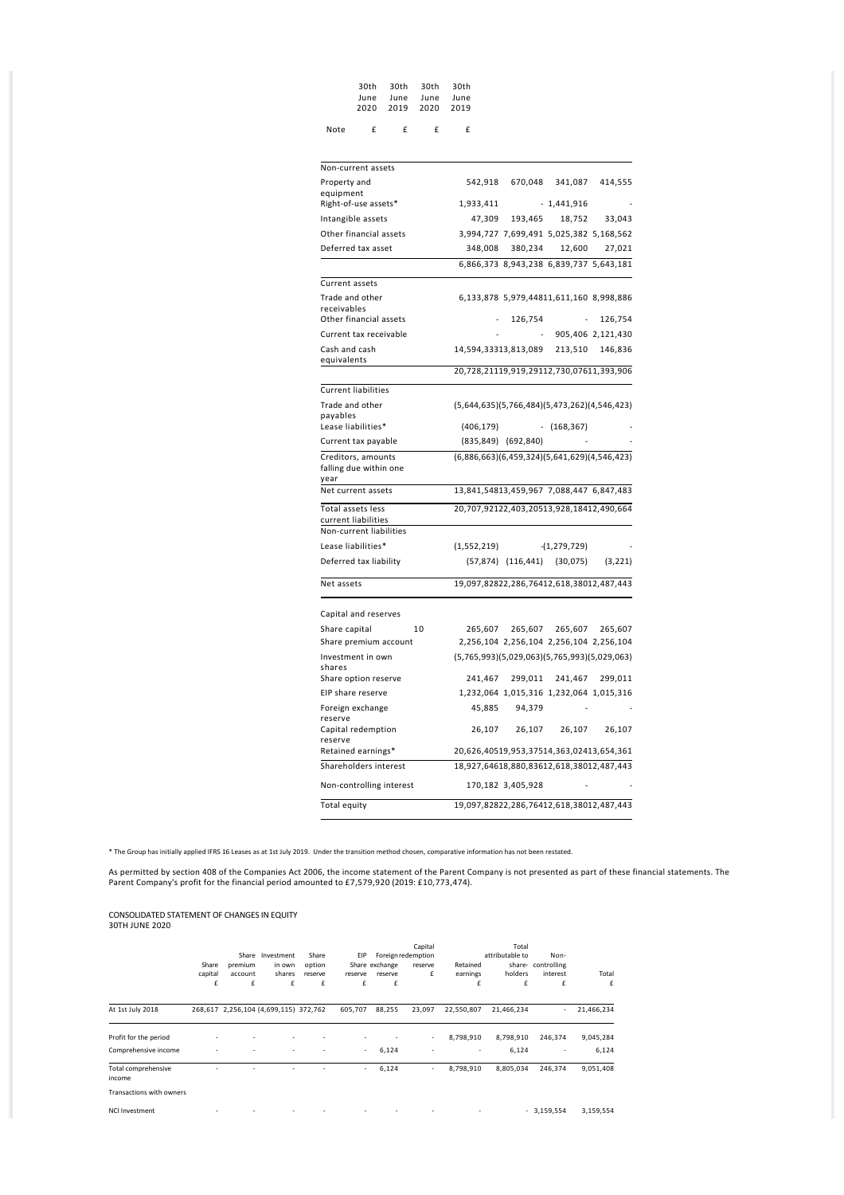| | Note | 30th June 2020 £ | 30th June 2019 £ | 30th June 2020 £ | 30th June 2019 £ |
|---|---|---|---|---|---|
| **Non-current assets** | | | | | |
| Property and equipment | | 542,918 | 670,048 | 341,087 | 414,555 |
| Right-of-use assets* | | 1,933,411 | - | 1,441,916 | - |
| Intangible assets | | 47,309 | 193,465 | 18,752 | 33,043 |
| Other financial assets | | 3,994,727 | 7,699,491 | 5,025,382 | 5,168,562 |
| Deferred tax asset | | 348,008 | 380,234 | 12,600 | 27,021 |
| | | 6,866,373 | 8,943,238 | 6,839,737 | 5,643,181 |
| **Current assets** | | | | | |
| Trade and other receivables | | 6,133,878 | 5,979,448 | 11,611,160 | 8,998,886 |
| Other financial assets | | - | 126,754 | - | 126,754 |
| Current tax receivable | | - | - | 905,406 | 2,121,430 |
| Cash and cash equivalents | | 14,594,333 | 13,813,089 | 213,510 | 146,836 |
| | | 20,728,211 | 19,919,291 | 12,730,076 | 11,393,906 |
| **Current liabilities** | | | | | |
| Trade and other payables | | (5,644,635) | (5,766,484) | (5,473,262) | (4,546,423) |
| Lease liabilities* | | (406,179) | - | (168,367) | - |
| Current tax payable | | (835,849) | (692,840) | - | - |
| Creditors, amounts falling due within one year | | (6,886,663) | (6,459,324) | (5,641,629) | (4,546,423) |
| Net current assets | | 13,841,548 | 13,459,967 | 7,088,447 | 6,847,483 |
| Total assets less current liabilities | | 20,707,921 | 22,403,205 | 13,928,184 | 12,490,664 |
| **Non-current liabilities** | | | | | |
| Lease liabilities* | | (1,552,219) | | -(1,279,729) | - |
| Deferred tax liability | | (57,874) | (116,441) | (30,075) | (3,221) |
| Net assets | | 19,097,828 | 22,286,764 | 12,618,380 | 12,487,443 |
| **Capital and reserves** | | | | | |
| Share capital | 10 | 265,607 | 265,607 | 265,607 | 265,607 |
| Share premium account | | 2,256,104 | 2,256,104 | 2,256,104 | 2,256,104 |
| Investment in own shares | | (5,765,993) | (5,029,063) | (5,765,993) | (5,029,063) |
| Share option reserve | | 241,467 | 299,011 | 241,467 | 299,011 |
| EIP share reserve | | 1,232,064 | 1,015,316 | 1,232,064 | 1,015,316 |
| Foreign exchange reserve | | 45,885 | 94,379 | - | - |
| Capital redemption reserve | | 26,107 | 26,107 | 26,107 | 26,107 |
| Retained earnings* | | 20,626,405 | 19,953,375 | 14,363,024 | 13,654,361 |
| Shareholders interest | | 18,927,646 | 18,880,836 | 12,618,380 | 12,487,443 |
| Non-controlling interest | | 170,182 | 3,405,928 | - | - |
| Total equity | | 19,097,828 | 22,286,764 | 12,618,380 | 12,487,443 |

\* The Group has initially applied IFRS 16 Leases as at 1st July 2019. Under the transition method chosen, comparative information has not been restated.

As permitted by section 408 of the Companies Act 2006, the income statement of the Parent Company is not presented as part of these financial statements. The Parent Company's profit for the financial period amounted to £7,579,920 (2019: £10,773,474).

CONSOLIDATED STATEMENT OF CHANGES IN EQUITY
30TH JUNE 2020

| | Share capital £ | Share premium account £ | Investment in own shares £ | Share option reserve £ | EIP Share reserve £ | Foreign exchange reserve £ | Capital redemption reserve £ | Retained earnings £ | Total attributable to share-holders £ | Non-controlling interest £ | Total £ |
|---|---|---|---|---|---|---|---|---|---|---|---|
| At 1st July 2018 | 268,617 | 2,256,104 | (4,699,115) | 372,762 | 605,707 | 88,255 | 23,097 | 22,550,807 | 21,466,234 | - | 21,466,234 |
| Profit for the period | - | - | - | - | - | - | - | 8,798,910 | 8,798,910 | 246,374 | 9,045,284 |
| Comprehensive income | - | - | - | - | - | 6,124 | - | - | 6,124 | - | 6,124 |
| Total comprehensive income | - | - | - | - | - | 6,124 | - | 8,798,910 | 8,805,034 | 246,374 | 9,051,408 |
| Transactions with owners | | | | | | | | | | | |
| NCI Investment | - | - | - | - | - | - | - | - | - | 3,159,554 | 3,159,554 |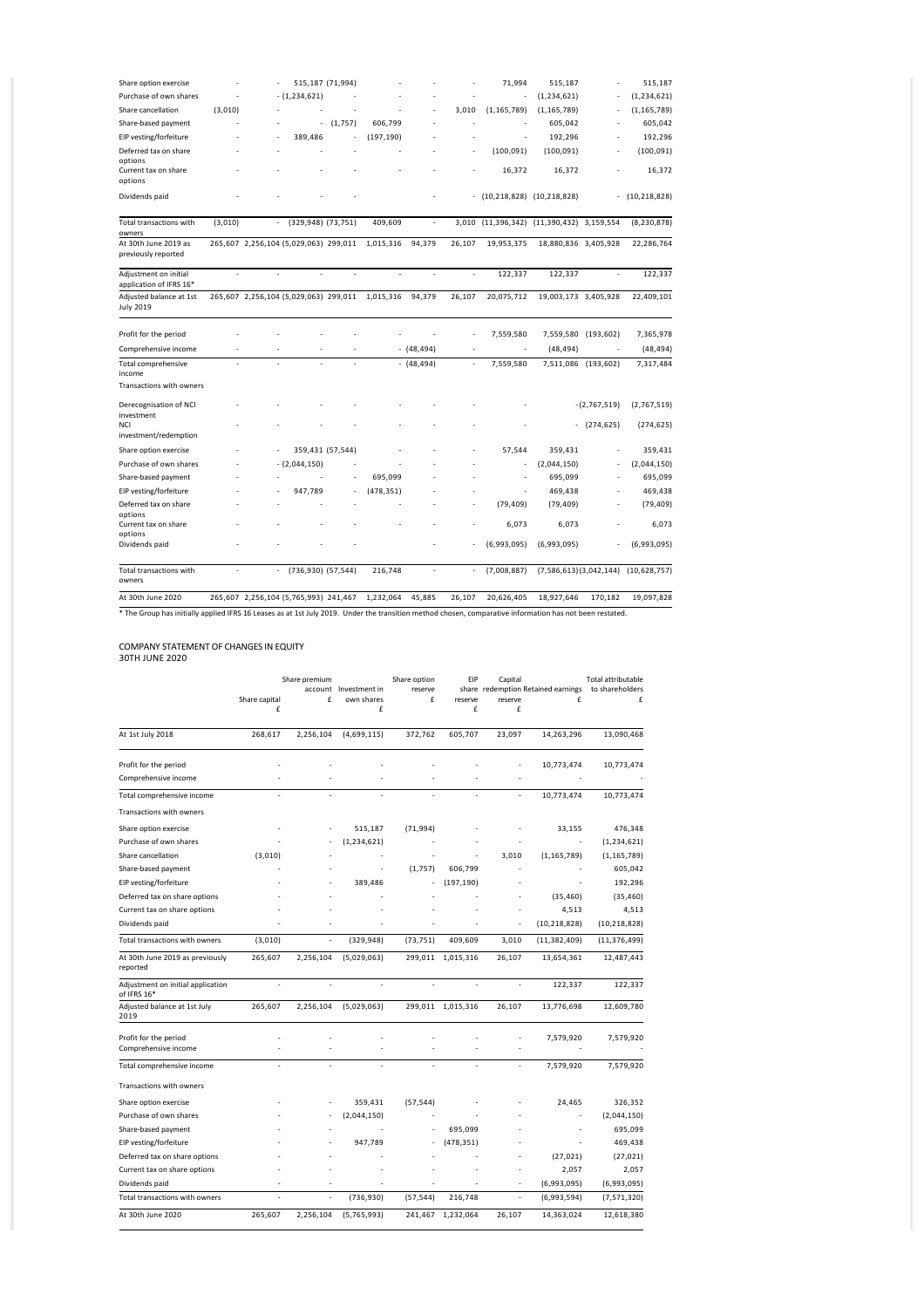| | | | | | | | | | | | |
|---|---|---|---|---|---|---|---|---|---|---|---|
| Share option exercise | - | - | 515,187 | (71,994) | - | - | - | 71,994 | 515,187 | - | 515,187 |
| Purchase of own shares | - | - | (1,234,621) | - | - | - | - | - | (1,234,621) | - | (1,234,621) |
| Share cancellation | (3,010) | - | - | - | - | - | 3,010 | (1,165,789) | (1,165,789) | - | (1,165,789) |
| Share-based payment | - | - | - | (1,757) | 606,799 | - | - | - | 605,042 | - | 605,042 |
| EIP vesting/forfeiture | - | - | 389,486 | - | (197,190) | - | - | - | 192,296 | - | 192,296 |
| Deferred tax on share options | - | - | - | - | - | - | - | (100,091) | (100,091) | - | (100,091) |
| Current tax on share options | - | - | - | - | - | - | - | 16,372 | 16,372 | - | 16,372 |
| Dividends paid | - | - | - | - | - | - | - | (10,218,828) | (10,218,828) | - | (10,218,828) |
| Total transactions with owners | (3,010) | - | (329,948) | (73,751) | 409,609 | - | 3,010 | (11,396,342) | (11,390,432) | 3,159,554 | (8,230,878) |
| At 30th June 2019 as previously reported | 265,607 | 2,256,104 | (5,029,063) | 299,011 | 1,015,316 | 94,379 | 26,107 | 19,953,375 | 18,880,836 | 3,405,928 | 22,286,764 |
| Adjustment on initial application of IFRS 16* | - | - | - | - | - | - | - | 122,337 | 122,337 | - | 122,337 |
| Adjusted balance at 1st July 2019 | 265,607 | 2,256,104 | (5,029,063) | 299,011 | 1,015,316 | 94,379 | 26,107 | 20,075,712 | 19,003,173 | 3,405,928 | 22,409,101 |
| Profit for the period | - | - | - | - | - | - | - | 7,559,580 | 7,559,580 | (193,602) | 7,365,978 |
| Comprehensive income | - | - | - | - | - | (48,494) | - | - | (48,494) | - | (48,494) |
| Total comprehensive income | - | - | - | - | - | (48,494) | - | 7,559,580 | 7,511,086 | (193,602) | 7,317,484 |
| Transactions with owners | | | | | | | | | | | |
| Derecognisation of NCI investment | - | - | - | - | - | - | - | - | - | (2,767,519) | (2,767,519) |
| NCI investment/redemption | - | - | - | - | - | - | - | - | - | (274,625) | (274,625) |
| Share option exercise | - | - | 359,431 | (57,544) | - | - | - | 57,544 | 359,431 | - | 359,431 |
| Purchase of own shares | - | - | (2,044,150) | - | - | - | - | - | (2,044,150) | - | (2,044,150) |
| Share-based payment | - | - | - | - | 695,099 | - | - | - | 695,099 | - | 695,099 |
| EIP vesting/forfeiture | - | - | 947,789 | - | (478,351) | - | - | - | 469,438 | - | 469,438 |
| Deferred tax on share options | - | - | - | - | - | - | - | (79,409) | (79,409) | - | (79,409) |
| Current tax on share options | - | - | - | - | - | - | - | 6,073 | 6,073 | - | 6,073 |
| Dividends paid | - | - | - | - | - | - | - | (6,993,095) | (6,993,095) | - | (6,993,095) |
| Total transactions with owners | - | - | (736,930) | (57,544) | 216,748 | - | - | (7,008,887) | (7,586,613) | (3,042,144) | (10,628,757) |
| At 30th June 2020 | 265,607 | 2,256,104 | (5,765,993) | 241,467 | 1,232,064 | 45,885 | 26,107 | 20,626,405 | 18,927,646 | 170,182 | 19,097,828 |

* The Group has initially applied IFRS 16 Leases as at 1st July 2019. Under the transition method chosen, comparative information has not been restated.

## COMPANY STATEMENT OF CHANGES IN EQUITY
30TH JUNE 2020

| | Share capital £ | Share premium account £ | Investment in own shares £ | Share option reserve £ | EIP share reserve £ | Capital redemption reserve £ | Retained earnings £ | Total attributable to shareholders £ |
|---|---|---|---|---|---|---|---|---|
| At 1st July 2018 | 268,617 | 2,256,104 | (4,699,115) | 372,762 | 605,707 | 23,097 | 14,263,296 | 13,090,468 |
| Profit for the period | - | - | - | - | - | - | 10,773,474 | 10,773,474 |
| Comprehensive income | - | - | - | - | - | - | - | - |
| Total comprehensive income | - | - | - | - | - | - | 10,773,474 | 10,773,474 |
| Transactions with owners | | | | | | | | |
| Share option exercise | - | - | 515,187 | (71,994) | - | - | 33,155 | 476,348 |
| Purchase of own shares | - | - | (1,234,621) | - | - | - | - | (1,234,621) |
| Share cancellation | (3,010) | - | - | - | - | 3,010 | (1,165,789) | (1,165,789) |
| Share-based payment | - | - | - | (1,757) | 606,799 | - | - | 605,042 |
| EIP vesting/forfeiture | - | - | 389,486 | - | (197,190) | - | - | 192,296 |
| Deferred tax on share options | - | - | - | - | - | - | (35,460) | (35,460) |
| Current tax on share options | - | - | - | - | - | - | 4,513 | 4,513 |
| Dividends paid | - | - | - | - | - | - | (10,218,828) | (10,218,828) |
| Total transactions with owners | (3,010) | - | (329,948) | (73,751) | 409,609 | 3,010 | (11,382,409) | (11,376,499) |
| At 30th June 2019 as previously reported | 265,607 | 2,256,104 | (5,029,063) | 299,011 | 1,015,316 | 26,107 | 13,654,361 | 12,487,443 |
| Adjustment on initial application of IFRS 16* | - | - | - | - | - | - | 122,337 | 122,337 |
| Adjusted balance at 1st July 2019 | 265,607 | 2,256,104 | (5,029,063) | 299,011 | 1,015,316 | 26,107 | 13,776,698 | 12,609,780 |
| Profit for the period | - | - | - | - | - | - | 7,579,920 | 7,579,920 |
| Comprehensive income | - | - | - | - | - | - | - | - |
| Total comprehensive income | - | - | - | - | - | - | 7,579,920 | 7,579,920 |
| Transactions with owners | | | | | | | | |
| Share option exercise | - | - | 359,431 | (57,544) | - | - | 24,465 | 326,352 |
| Purchase of own shares | - | - | (2,044,150) | - | - | - | - | (2,044,150) |
| Share-based payment | - | - | - | - | 695,099 | - | - | 695,099 |
| EIP vesting/forfeiture | - | - | 947,789 | - | (478,351) | - | - | 469,438 |
| Deferred tax on share options | - | - | - | - | - | - | (27,021) | (27,021) |
| Current tax on share options | - | - | - | - | - | - | 2,057 | 2,057 |
| Dividends paid | - | - | - | - | - | - | (6,993,095) | (6,993,095) |
| Total transactions with owners | - | - | (736,930) | (57,544) | 216,748 | - | (6,993,594) | (7,571,320) |
| At 30th June 2020 | 265,607 | 2,256,104 | (5,765,993) | 241,467 | 1,232,064 | 26,107 | 14,363,024 | 12,618,380 |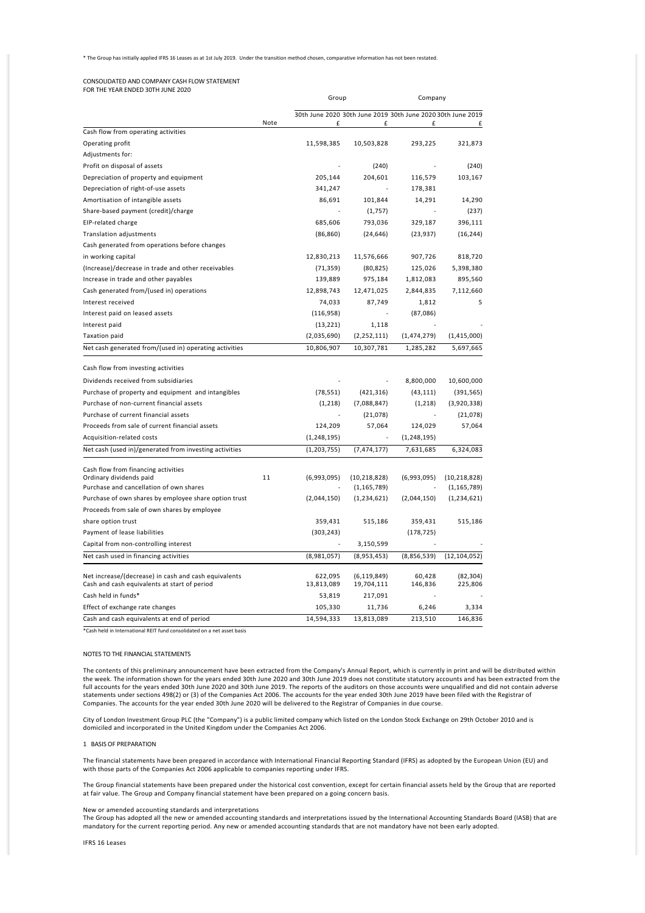* The Group has initially applied IFRS 16 Leases as at 1st July 2019. Under the transition method chosen, comparative information has not been restated.

CONSOLIDATED AND COMPANY CASH FLOW STATEMENT
FOR THE YEAR ENDED 30TH JUNE 2020

| | | Group | | Company | |
|---|---|---|---|---|---|
| | Note | 30th June 2020 £ | 30th June 2019 £ | 30th June 2020 £ | 30th June 2019 £ |
| Cash flow from operating activities | | | | | |
| Operating profit | | 11,598,385 | 10,503,828 | 293,225 | 321,873 |
| Adjustments for: | | | | | |
| Profit on disposal of assets | | - | (240) | - | (240) |
| Depreciation of property and equipment | | 205,144 | 204,601 | 116,579 | 103,167 |
| Depreciation of right-of-use assets | | 341,247 | - | 178,381 | |
| Amortisation of intangible assets | | 86,691 | 101,844 | 14,291 | 14,290 |
| Share-based payment (credit)/charge | | - | (1,757) | - | (237) |
| EIP-related charge | | 685,606 | 793,036 | 329,187 | 396,111 |
| Translation adjustments | | (86,860) | (24,646) | (23,937) | (16,244) |
| Cash generated from operations before changes in working capital | | 12,830,213 | 11,576,666 | 907,726 | 818,720 |
| (Increase)/decrease in trade and other receivables | | (71,359) | (80,825) | 125,026 | 5,398,380 |
| Increase in trade and other payables | | 139,889 | 975,184 | 1,812,083 | 895,560 |
| Cash generated from/(used in) operations | | 12,898,743 | 12,471,025 | 2,844,835 | 7,112,660 |
| Interest received | | 74,033 | 87,749 | 1,812 | 5 |
| Interest paid on leased assets | | (116,958) | - | (87,086) | |
| Interest paid | | (13,221) | 1,118 | - | - |
| Taxation paid | | (2,035,690) | (2,252,111) | (1,474,279) | (1,415,000) |
| Net cash generated from/(used in) operating activities | | 10,806,907 | 10,307,781 | 1,285,282 | 5,697,665 |
| Cash flow from investing activities | | | | | |
| Dividends received from subsidiaries | | - | - | 8,800,000 | 10,600,000 |
| Purchase of property and equipment and intangibles | | (78,551) | (421,316) | (43,111) | (391,565) |
| Purchase of non-current financial assets | | (1,218) | (7,088,847) | (1,218) | (3,920,338) |
| Purchase of current financial assets | | - | (21,078) | - | (21,078) |
| Proceeds from sale of current financial assets | | 124,209 | 57,064 | 124,029 | 57,064 |
| Acquisition-related costs | | (1,248,195) | - | (1,248,195) | |
| Net cash (used in)/generated from investing activities | | (1,203,755) | (7,474,177) | 7,631,685 | 6,324,083 |
| Cash flow from financing activities | | | | | |
| Ordinary dividends paid | 11 | (6,993,095) | (10,218,828) | (6,993,095) | (10,218,828) |
| Purchase and cancellation of own shares | | - | (1,165,789) | - | (1,165,789) |
| Purchase of own shares by employee share option trust | | (2,044,150) | (1,234,621) | (2,044,150) | (1,234,621) |
| Proceeds from sale of own shares by employee share option trust | | 359,431 | 515,186 | 359,431 | 515,186 |
| Payment of lease liabilities | | (303,243) | | (178,725) | |
| Capital from non-controlling interest | | - | 3,150,599 | - | - |
| Net cash used in financing activities | | (8,981,057) | (8,953,453) | (8,856,539) | (12,104,052) |
| Net increase/(decrease) in cash and cash equivalents | | 622,095 | (6,119,849) | 60,428 | (82,304) |
| Cash and cash equivalents at start of period | | 13,813,089 | 19,704,111 | 146,836 | 225,806 |
| Cash held in funds* | | 53,819 | 217,091 | - | - |
| Effect of exchange rate changes | | 105,330 | 11,736 | 6,246 | 3,334 |
| Cash and cash equivalents at end of period | | 14,594,333 | 13,813,089 | 213,510 | 146,836 |

*Cash held in International REIT fund consolidated on a net asset basis

NOTES TO THE FINANCIAL STATEMENTS

The contents of this preliminary announcement have been extracted from the Company's Annual Report, which is currently in print and will be distributed within the week. The information shown for the years ended 30th June 2020 and 30th June 2019 does not constitute statutory accounts and has been extracted from the full accounts for the years ended 30th June 2020 and 30th June 2019. The reports of the auditors on those accounts were unqualified and did not contain adverse statements under sections 498(2) or (3) of the Companies Act 2006. The accounts for the year ended 30th June 2019 have been filed with the Registrar of Companies. The accounts for the year ended 30th June 2020 will be delivered to the Registrar of Companies in due course.

City of London Investment Group PLC (the "Company") is a public limited company which listed on the London Stock Exchange on 29th October 2010 and is domiciled and incorporated in the United Kingdom under the Companies Act 2006.

1 BASIS OF PREPARATION

The financial statements have been prepared in accordance with International Financial Reporting Standard (IFRS) as adopted by the European Union (EU) and with those parts of the Companies Act 2006 applicable to companies reporting under IFRS.

The Group financial statements have been prepared under the historical cost convention, except for certain financial assets held by the Group that are reported at fair value. The Group and Company financial statement have been prepared on a going concern basis.

New or amended accounting standards and interpretations
The Group has adopted all the new or amended accounting standards and interpretations issued by the International Accounting Standards Board (IASB) that are mandatory for the current reporting period. Any new or amended accounting standards that are not mandatory have not been early adopted.

IFRS 16 Leases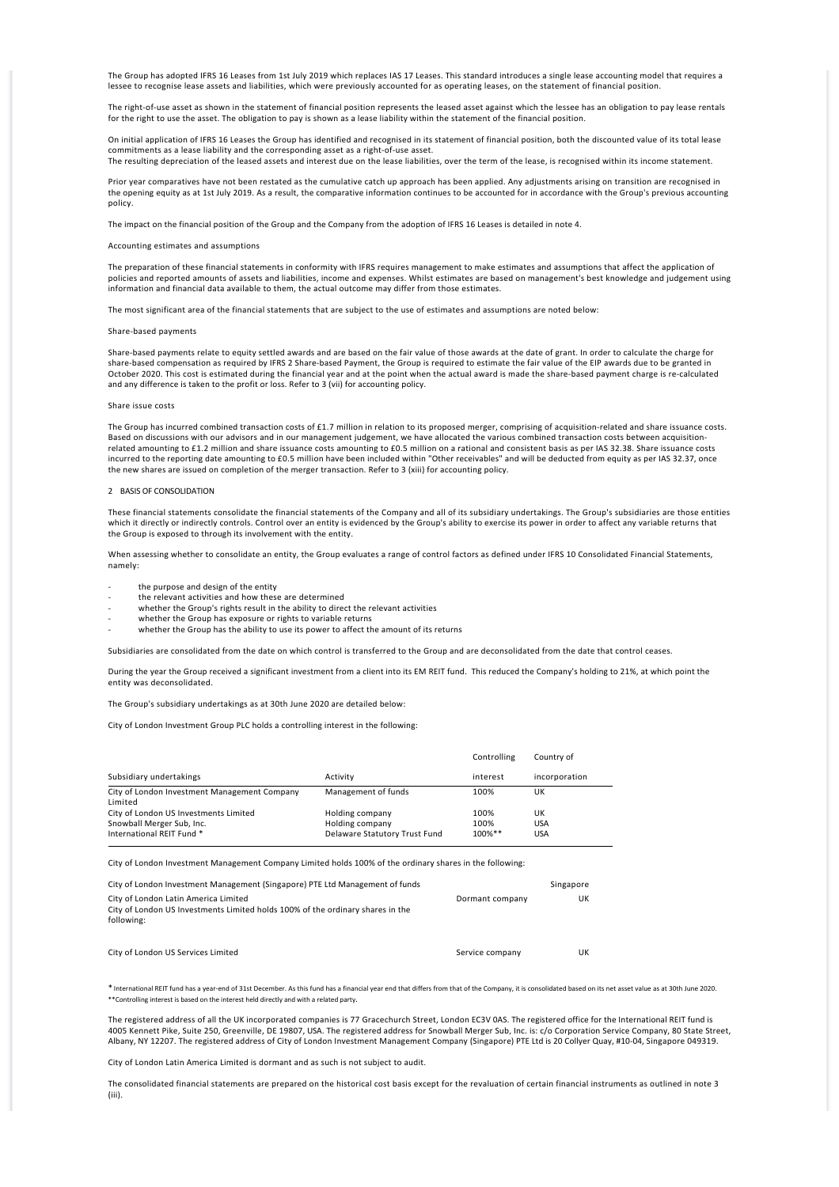The Group has adopted IFRS 16 Leases from 1st July 2019 which replaces IAS 17 Leases. This standard introduces a single lease accounting model that requires a lessee to recognise lease assets and liabilities, which were previously accounted for as operating leases, on the statement of financial position.

The right-of-use asset as shown in the statement of financial position represents the leased asset against which the lessee has an obligation to pay lease rentals for the right to use the asset. The obligation to pay is shown as a lease liability within the statement of the financial position.

On initial application of IFRS 16 Leases the Group has identified and recognised in its statement of financial position, both the discounted value of its total lease commitments as a lease liability and the corresponding asset as a right-of-use asset.
The resulting depreciation of the leased assets and interest due on the lease liabilities, over the term of the lease, is recognised within its income statement.

Prior year comparatives have not been restated as the cumulative catch up approach has been applied. Any adjustments arising on transition are recognised in the opening equity as at 1st July 2019. As a result, the comparative information continues to be accounted for in accordance with the Group's previous accounting policy.

The impact on the financial position of the Group and the Company from the adoption of IFRS 16 Leases is detailed in note 4.

Accounting estimates and assumptions

The preparation of these financial statements in conformity with IFRS requires management to make estimates and assumptions that affect the application of policies and reported amounts of assets and liabilities, income and expenses. Whilst estimates are based on management's best knowledge and judgement using information and financial data available to them, the actual outcome may differ from those estimates.

The most significant area of the financial statements that are subject to the use of estimates and assumptions are noted below:

Share-based payments

Share-based payments relate to equity settled awards and are based on the fair value of those awards at the date of grant. In order to calculate the charge for share-based compensation as required by IFRS 2 Share-based Payment, the Group is required to estimate the fair value of the EIP awards due to be granted in October 2020. This cost is estimated during the financial year and at the point when the actual award is made the share-based payment charge is re-calculated and any difference is taken to the profit or loss. Refer to 3 (vii) for accounting policy.

Share issue costs

The Group has incurred combined transaction costs of £1.7 million in relation to its proposed merger, comprising of acquisition-related and share issuance costs. Based on discussions with our advisors and in our management judgement, we have allocated the various combined transaction costs between acquisition-related amounting to £1.2 million and share issuance costs amounting to £0.5 million on a rational and consistent basis as per IAS 32.38. Share issuance costs incurred to the reporting date amounting to £0.5 million have been included within "Other receivables" and will be deducted from equity as per IAS 32.37, once the new shares are issued on completion of the merger transaction. Refer to 3 (xiii) for accounting policy.

## 2 BASIS OF CONSOLIDATION

These financial statements consolidate the financial statements of the Company and all of its subsidiary undertakings. The Group's subsidiaries are those entities which it directly or indirectly controls. Control over an entity is evidenced by the Group's ability to exercise its power in order to affect any variable returns that the Group is exposed to through its involvement with the entity.

When assessing whether to consolidate an entity, the Group evaluates a range of control factors as defined under IFRS 10 Consolidated Financial Statements, namely:

- the purpose and design of the entity
- the relevant activities and how these are determined
- whether the Group's rights result in the ability to direct the relevant activities
- whether the Group has exposure or rights to variable returns
- whether the Group has the ability to use its power to affect the amount of its returns

Subsidiaries are consolidated from the date on which control is transferred to the Group and are deconsolidated from the date that control ceases.

During the year the Group received a significant investment from a client into its EM REIT fund. This reduced the Company's holding to 21%, at which point the entity was deconsolidated.

The Group's subsidiary undertakings as at 30th June 2020 are detailed below:

City of London Investment Group PLC holds a controlling interest in the following:

| Subsidiary undertakings | Activity | Controlling interest | Country of incorporation |
|---|---|---|---|
| City of London Investment Management Company Limited | Management of funds | 100% | UK |
| City of London US Investments Limited | Holding company | 100% | UK |
| Snowball Merger Sub, Inc. | Holding company | 100% | USA |
| International REIT Fund * | Delaware Statutory Trust Fund | 100%** | USA |

City of London Investment Management Company Limited holds 100% of the ordinary shares in the following:

| | | |
|---|---|---|
| City of London Investment Management (Singapore) PTE Ltd | Management of funds | Singapore |
| City of London Latin America Limited | Dormant company | UK |

City of London US Investments Limited holds 100% of the ordinary shares in the following:

| | | |
|---|---|---|
| City of London US Services Limited | Service company | UK |

\* International REIT fund has a year-end of 31st December. As this fund has a financial year end that differs from that of the Company, it is consolidated based on its net asset value as at 30th June 2020.
\*\*Controlling interest is based on the interest held directly and with a related party.

The registered address of all the UK incorporated companies is 77 Gracechurch Street, London EC3V 0AS. The registered office for the International REIT fund is 4005 Kennett Pike, Suite 250, Greenville, DE 19807, USA. The registered address for Snowball Merger Sub, Inc. is: c/o Corporation Service Company, 80 State Street, Albany, NY 12207. The registered address of City of London Investment Management Company (Singapore) PTE Ltd is 20 Collyer Quay, #10-04, Singapore 049319.

City of London Latin America Limited is dormant and as such is not subject to audit.

The consolidated financial statements are prepared on the historical cost basis except for the revaluation of certain financial instruments as outlined in note 3 (iii).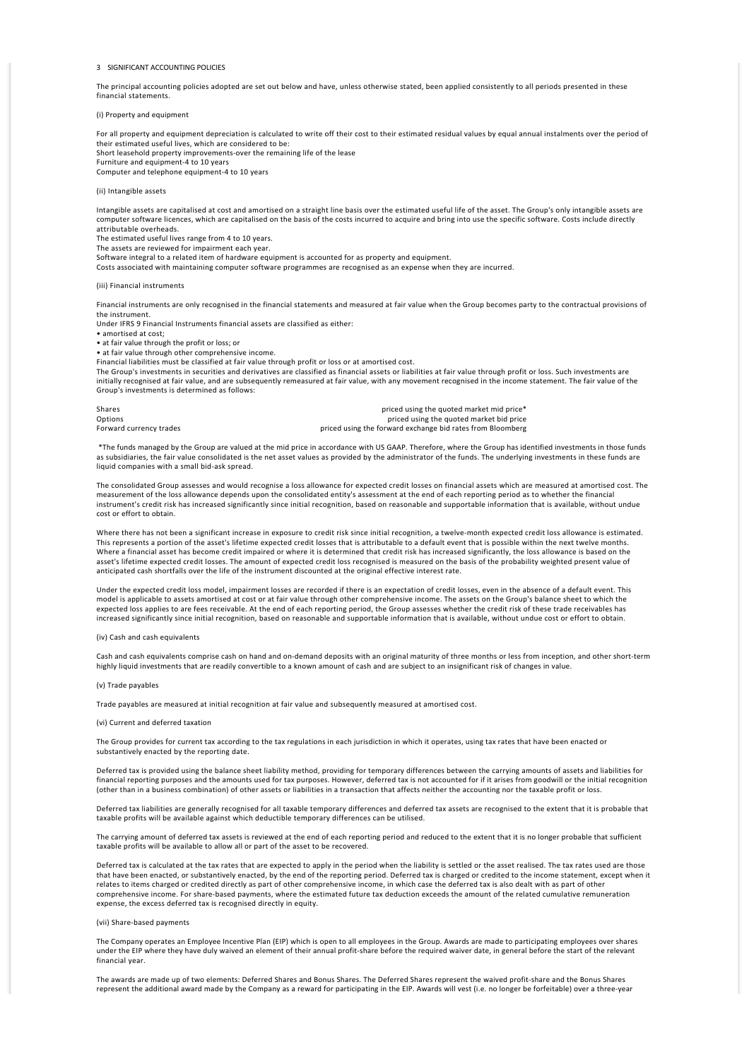## 3 SIGNIFICANT ACCOUNTING POLICIES

The principal accounting policies adopted are set out below and have, unless otherwise stated, been applied consistently to all periods presented in these financial statements.

### (i) Property and equipment

For all property and equipment depreciation is calculated to write off their cost to their estimated residual values by equal annual instalments over the period of their estimated useful lives, which are considered to be:

Short leasehold property improvements-over the remaining life of the lease
Furniture and equipment-4 to 10 years
Computer and telephone equipment-4 to 10 years

### (ii) Intangible assets

Intangible assets are capitalised at cost and amortised on a straight line basis over the estimated useful life of the asset. The Group's only intangible assets are computer software licences, which are capitalised on the basis of the costs incurred to acquire and bring into use the specific software. Costs include directly attributable overheads.

The estimated useful lives range from 4 to 10 years.
The assets are reviewed for impairment each year.
Software integral to a related item of hardware equipment is accounted for as property and equipment.
Costs associated with maintaining computer software programmes are recognised as an expense when they are incurred.

### (iii) Financial instruments

Financial instruments are only recognised in the financial statements and measured at fair value when the Group becomes party to the contractual provisions of the instrument.

Under IFRS 9 Financial Instruments financial assets are classified as either:

- amortised at cost;
- at fair value through the profit or loss; or
- at fair value through other comprehensive income.

Financial liabilities must be classified at fair value through profit or loss or at amortised cost.

The Group's investments in securities and derivatives are classified as financial assets or liabilities at fair value through profit or loss. Such investments are initially recognised at fair value, and are subsequently remeasured at fair value, with any movement recognised in the income statement. The fair value of the Group's investments is determined as follows:

| | |
|---|---|
| Shares | priced using the quoted market mid price* |
| Options | priced using the quoted market bid price |
| Forward currency trades | priced using the forward exchange bid rates from Bloomberg |

*The funds managed by the Group are valued at the mid price in accordance with US GAAP. Therefore, where the Group has identified investments in those funds as subsidiaries, the fair value consolidated is the net asset values as provided by the administrator of the funds. The underlying investments in these funds are liquid companies with a small bid-ask spread.

The consolidated Group assesses and would recognise a loss allowance for expected credit losses on financial assets which are measured at amortised cost. The measurement of the loss allowance depends upon the consolidated entity's assessment at the end of each reporting period as to whether the financial instrument's credit risk has increased significantly since initial recognition, based on reasonable and supportable information that is available, without undue cost or effort to obtain.

Where there has not been a significant increase in exposure to credit risk since initial recognition, a twelve-month expected credit loss allowance is estimated. This represents a portion of the asset's lifetime expected credit losses that is attributable to a default event that is possible within the next twelve months. Where a financial asset has become credit impaired or where it is determined that credit risk has increased significantly, the loss allowance is based on the asset's lifetime expected credit losses. The amount of expected credit loss recognised is measured on the basis of the probability weighted present value of anticipated cash shortfalls over the life of the instrument discounted at the original effective interest rate.

Under the expected credit loss model, impairment losses are recorded if there is an expectation of credit losses, even in the absence of a default event. This model is applicable to assets amortised at cost or at fair value through other comprehensive income. The assets on the Group's balance sheet to which the expected loss applies to are fees receivable. At the end of each reporting period, the Group assesses whether the credit risk of these trade receivables has increased significantly since initial recognition, based on reasonable and supportable information that is available, without undue cost or effort to obtain.

### (iv) Cash and cash equivalents

Cash and cash equivalents comprise cash on hand and on-demand deposits with an original maturity of three months or less from inception, and other short-term highly liquid investments that are readily convertible to a known amount of cash and are subject to an insignificant risk of changes in value.

### (v) Trade payables

Trade payables are measured at initial recognition at fair value and subsequently measured at amortised cost.

### (vi) Current and deferred taxation

The Group provides for current tax according to the tax regulations in each jurisdiction in which it operates, using tax rates that have been enacted or substantively enacted by the reporting date.

Deferred tax is provided using the balance sheet liability method, providing for temporary differences between the carrying amounts of assets and liabilities for financial reporting purposes and the amounts used for tax purposes. However, deferred tax is not accounted for if it arises from goodwill or the initial recognition (other than in a business combination) of other assets or liabilities in a transaction that affects neither the accounting nor the taxable profit or loss.

Deferred tax liabilities are generally recognised for all taxable temporary differences and deferred tax assets are recognised to the extent that it is probable that taxable profits will be available against which deductible temporary differences can be utilised.

The carrying amount of deferred tax assets is reviewed at the end of each reporting period and reduced to the extent that it is no longer probable that sufficient taxable profits will be available to allow all or part of the asset to be recovered.

Deferred tax is calculated at the tax rates that are expected to apply in the period when the liability is settled or the asset realised. The tax rates used are those that have been enacted, or substantively enacted, by the end of the reporting period. Deferred tax is charged or credited to the income statement, except when it relates to items charged or credited directly as part of other comprehensive income, in which case the deferred tax is also dealt with as part of other comprehensive income. For share-based payments, where the estimated future tax deduction exceeds the amount of the related cumulative remuneration expense, the excess deferred tax is recognised directly in equity.

### (vii) Share-based payments

The Company operates an Employee Incentive Plan (EIP) which is open to all employees in the Group. Awards are made to participating employees over shares under the EIP where they have duly waived an element of their annual profit-share before the required waiver date, in general before the start of the relevant financial year.

The awards are made up of two elements: Deferred Shares and Bonus Shares. The Deferred Shares represent the waived profit-share and the Bonus Shares represent the additional award made by the Company as a reward for participating in the EIP. Awards will vest (i.e. no longer be forfeitable) over a three-year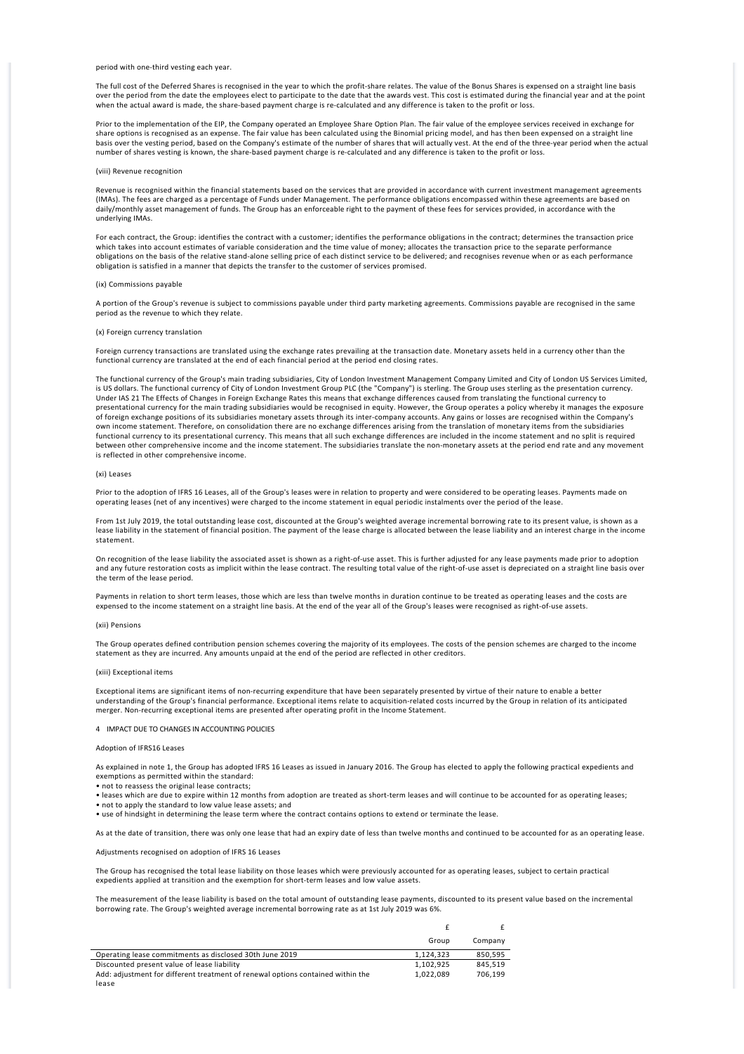period with one-third vesting each year.

The full cost of the Deferred Shares is recognised in the year to which the profit-share relates. The value of the Bonus Shares is expensed on a straight line basis over the period from the date the employees elect to participate to the date that the awards vest. This cost is estimated during the financial year and at the point when the actual award is made, the share-based payment charge is re-calculated and any difference is taken to the profit or loss.

Prior to the implementation of the EIP, the Company operated an Employee Share Option Plan. The fair value of the employee services received in exchange for share options is recognised as an expense. The fair value has been calculated using the Binomial pricing model, and has then been expensed on a straight line basis over the vesting period, based on the Company's estimate of the number of shares that will actually vest. At the end of the three-year period when the actual number of shares vesting is known, the share-based payment charge is re-calculated and any difference is taken to the profit or loss.

(viii) Revenue recognition

Revenue is recognised within the financial statements based on the services that are provided in accordance with current investment management agreements (IMAs). The fees are charged as a percentage of Funds under Management. The performance obligations encompassed within these agreements are based on daily/monthly asset management of funds. The Group has an enforceable right to the payment of these fees for services provided, in accordance with the underlying IMAs.

For each contract, the Group: identifies the contract with a customer; identifies the performance obligations in the contract; determines the transaction price which takes into account estimates of variable consideration and the time value of money; allocates the transaction price to the separate performance obligations on the basis of the relative stand-alone selling price of each distinct service to be delivered; and recognises revenue when or as each performance obligation is satisfied in a manner that depicts the transfer to the customer of services promised.

(ix) Commissions payable

A portion of the Group's revenue is subject to commissions payable under third party marketing agreements. Commissions payable are recognised in the same period as the revenue to which they relate.

(x) Foreign currency translation

Foreign currency transactions are translated using the exchange rates prevailing at the transaction date. Monetary assets held in a currency other than the functional currency are translated at the end of each financial period at the period end closing rates.

The functional currency of the Group's main trading subsidiaries, City of London Investment Management Company Limited and City of London US Services Limited, is US dollars. The functional currency of City of London Investment Group PLC (the "Company") is sterling. The Group uses sterling as the presentation currency. Under IAS 21 The Effects of Changes in Foreign Exchange Rates this means that exchange differences caused from translating the functional currency to presentational currency for the main trading subsidiaries would be recognised in equity. However, the Group operates a policy whereby it manages the exposure of foreign exchange positions of its subsidiaries monetary assets through its inter-company accounts. Any gains or losses are recognised within the Company's own income statement. Therefore, on consolidation there are no exchange differences arising from the translation of monetary items from the subsidiaries functional currency to its presentational currency. This means that all such exchange differences are included in the income statement and no split is required between other comprehensive income and the income statement. The subsidiaries translate the non-monetary assets at the period end rate and any movement is reflected in other comprehensive income.

(xi) Leases

Prior to the adoption of IFRS 16 Leases, all of the Group's leases were in relation to property and were considered to be operating leases. Payments made on operating leases (net of any incentives) were charged to the income statement in equal periodic instalments over the period of the lease.

From 1st July 2019, the total outstanding lease cost, discounted at the Group's weighted average incremental borrowing rate to its present value, is shown as a lease liability in the statement of financial position. The payment of the lease charge is allocated between the lease liability and an interest charge in the income statement.

On recognition of the lease liability the associated asset is shown as a right-of-use asset. This is further adjusted for any lease payments made prior to adoption and any future restoration costs as implicit within the lease contract. The resulting total value of the right-of-use asset is depreciated on a straight line basis over the term of the lease period.

Payments in relation to short term leases, those which are less than twelve months in duration continue to be treated as operating leases and the costs are expensed to the income statement on a straight line basis. At the end of the year all of the Group's leases were recognised as right-of-use assets.

(xii) Pensions

The Group operates defined contribution pension schemes covering the majority of its employees. The costs of the pension schemes are charged to the income statement as they are incurred. Any amounts unpaid at the end of the period are reflected in other creditors.

(xiii) Exceptional items

Exceptional items are significant items of non-recurring expenditure that have been separately presented by virtue of their nature to enable a better understanding of the Group's financial performance. Exceptional items relate to acquisition-related costs incurred by the Group in relation of its anticipated merger. Non-recurring exceptional items are presented after operating profit in the Income Statement.

## 4 IMPACT DUE TO CHANGES IN ACCOUNTING POLICIES

Adoption of IFRS16 Leases

As explained in note 1, the Group has adopted IFRS 16 Leases as issued in January 2016. The Group has elected to apply the following practical expedients and exemptions as permitted within the standard:

- not to reassess the original lease contracts;
- leases which are due to expire within 12 months from adoption are treated as short-term leases and will continue to be accounted for as operating leases;
- not to apply the standard to low value lease assets; and
- use of hindsight in determining the lease term where the contract contains options to extend or terminate the lease.

As at the date of transition, there was only one lease that had an expiry date of less than twelve months and continued to be accounted for as an operating lease.

Adjustments recognised on adoption of IFRS 16 Leases

The Group has recognised the total lease liability on those leases which were previously accounted for as operating leases, subject to certain practical expedients applied at transition and the exemption for short-term leases and low value assets.

The measurement of the lease liability is based on the total amount of outstanding lease payments, discounted to its present value based on the incremental borrowing rate. The Group's weighted average incremental borrowing rate as at 1st July 2019 was 6%.

| | £ | £ |
|---|---|---|
| | Group | Company |
| Operating lease commitments as disclosed 30th June 2019 | 1,124,323 | 850,595 |
| Discounted present value of lease liability | 1,102,925 | 845,519 |
| Add: adjustment for different treatment of renewal options contained within the lease | 1,022,089 | 706,199 |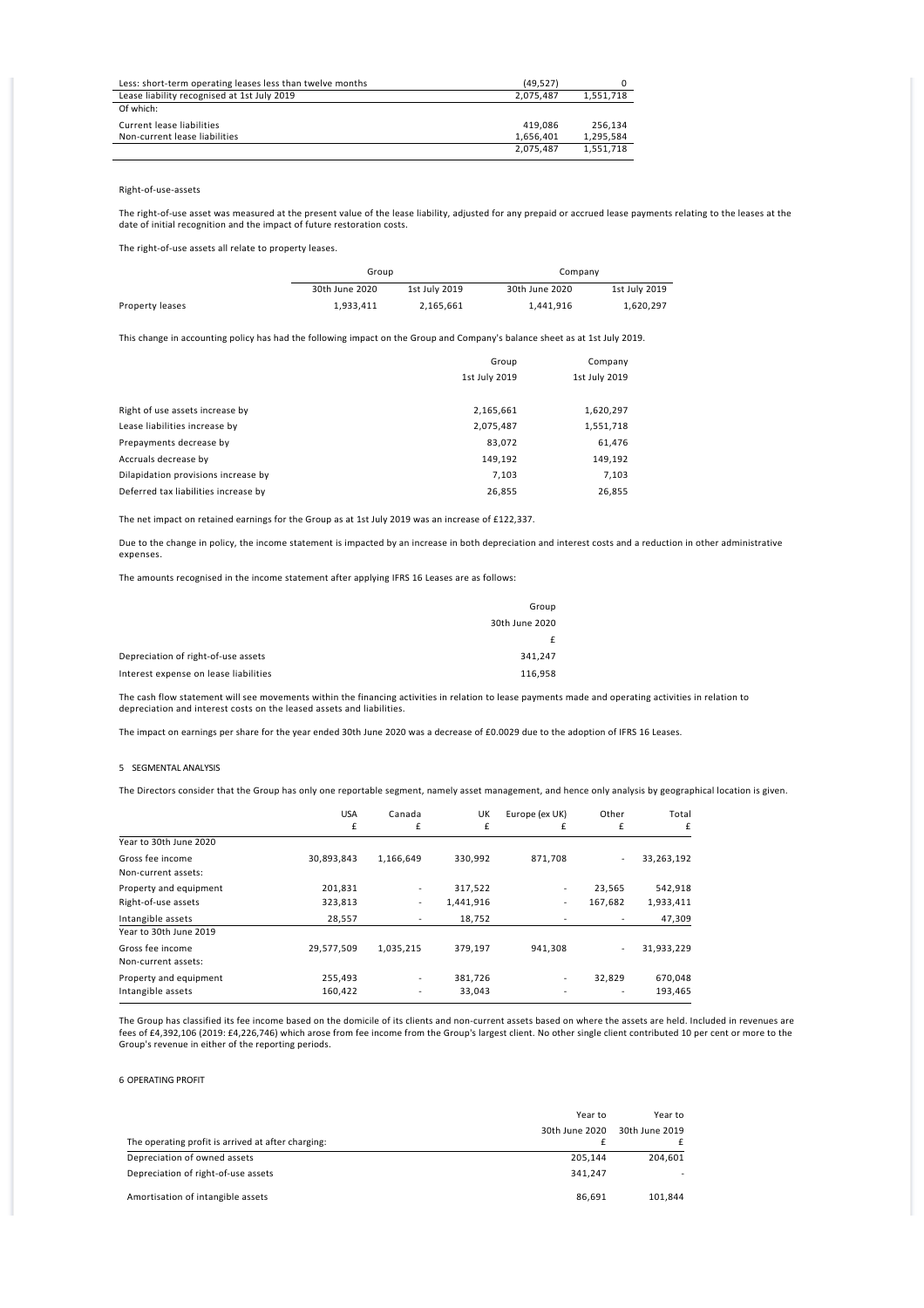| | | |
|---|---|---|
| Less: short-term operating leases less than twelve months | (49,527) | 0 |
| Lease liability recognised at 1st July 2019 | 2,075,487 | 1,551,718 |
| Of which: | | |
| Current lease liabilities | 419,086 | 256,134 |
| Non-current lease liabilities | 1,656,401 | 1,295,584 |
| | 2,075,487 | 1,551,718 |

Right-of-use-assets

The right-of-use asset was measured at the present value of the lease liability, adjusted for any prepaid or accrued lease payments relating to the leases at the date of initial recognition and the impact of future restoration costs.

The right-of-use assets all relate to property leases.

| | Group | | Company | |
|---|---|---|---|---|
| | 30th June 2020 | 1st July 2019 | 30th June 2020 | 1st July 2019 |
| Property leases | 1,933,411 | 2,165,661 | 1,441,916 | 1,620,297 |

This change in accounting policy has had the following impact on the Group and Company's balance sheet as at 1st July 2019.

| | Group | Company |
|---|---|---|
| | 1st July 2019 | 1st July 2019 |
| Right of use assets increase by | 2,165,661 | 1,620,297 |
| Lease liabilities increase by | 2,075,487 | 1,551,718 |
| Prepayments decrease by | 83,072 | 61,476 |
| Accruals decrease by | 149,192 | 149,192 |
| Dilapidation provisions increase by | 7,103 | 7,103 |
| Deferred tax liabilities increase by | 26,855 | 26,855 |

The net impact on retained earnings for the Group as at 1st July 2019 was an increase of £122,337.

Due to the change in policy, the income statement is impacted by an increase in both depreciation and interest costs and a reduction in other administrative expenses.

The amounts recognised in the income statement after applying IFRS 16 Leases are as follows:

| | Group |
|---|---|
| | 30th June 2020 |
| | £ |
| Depreciation of right-of-use assets | 341,247 |
| Interest expense on lease liabilities | 116,958 |

The cash flow statement will see movements within the financing activities in relation to lease payments made and operating activities in relation to depreciation and interest costs on the leased assets and liabilities.

The impact on earnings per share for the year ended 30th June 2020 was a decrease of £0.0029 due to the adoption of IFRS 16 Leases.

## 5 SEGMENTAL ANALYSIS

The Directors consider that the Group has only one reportable segment, namely asset management, and hence only analysis by geographical location is given.

| | USA | Canada | UK | Europe (ex UK) | Other | Total |
|---|---|---|---|---|---|---|
| | £ | £ | £ | £ | £ | £ |
| Year to 30th June 2020 | | | | | | |
| Gross fee income | 30,893,843 | 1,166,649 | 330,992 | 871,708 | - | 33,263,192 |
| Non-current assets: | | | | | | |
| Property and equipment | 201,831 | - | 317,522 | - | 23,565 | 542,918 |
| Right-of-use assets | 323,813 | - | 1,441,916 | - | 167,682 | 1,933,411 |
| Intangible assets | 28,557 | - | 18,752 | - | - | 47,309 |
| Year to 30th June 2019 | | | | | | |
| Gross fee income | 29,577,509 | 1,035,215 | 379,197 | 941,308 | - | 31,933,229 |
| Non-current assets: | | | | | | |
| Property and equipment | 255,493 | - | 381,726 | - | 32,829 | 670,048 |
| Intangible assets | 160,422 | - | 33,043 | - | - | 193,465 |

The Group has classified its fee income based on the domicile of its clients and non-current assets based on where the assets are held. Included in revenues are fees of £4,392,106 (2019: £4,226,746) which arose from fee income from the Group's largest client. No other single client contributed 10 per cent or more to the Group's revenue in either of the reporting periods.

## 6 OPERATING PROFIT

| | Year to 30th June 2020 | Year to 30th June 2019 |
|---|---|---|
| The operating profit is arrived at after charging: | £ | £ |
| Depreciation of owned assets | 205,144 | 204,601 |
| Depreciation of right-of-use assets | 341,247 | - |
| Amortisation of intangible assets | 86,691 | 101,844 |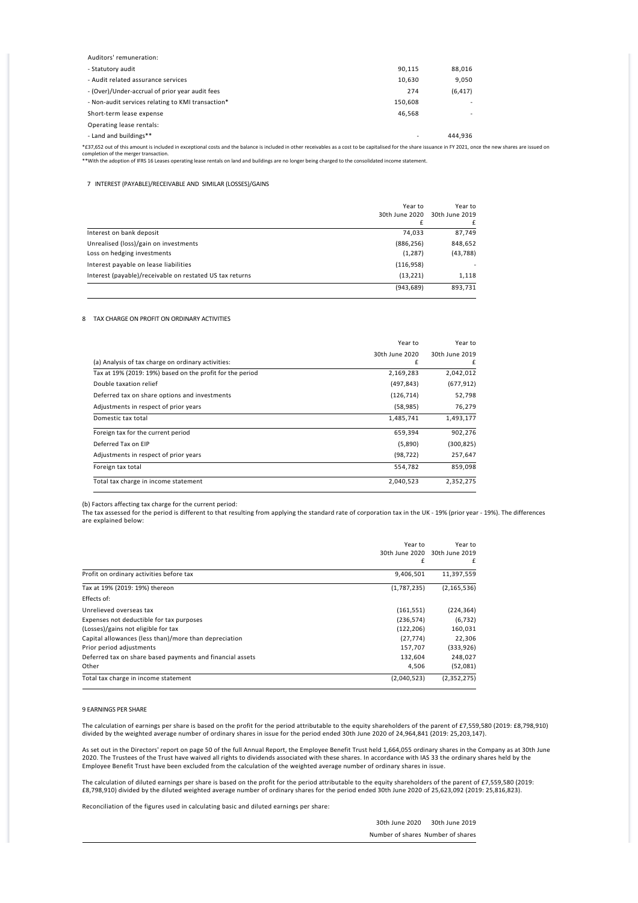| | | |
|---|---|---|
| Auditors' remuneration: | | |
| - Statutory audit | 90,115 | 88,016 |
| - Audit related assurance services | 10,630 | 9,050 |
| - (Over)/Under-accrual of prior year audit fees | 274 | (6,417) |
| - Non-audit services relating to KMI transaction* | 150,608 | - |
| Short-term lease expense | 46,568 | - |
| Operating lease rentals: | | |
| - Land and buildings** | - | 444,936 |

*£37,652 out of this amount is included in exceptional costs and the balance is included in other receivables as a cost to be capitalised for the share issuance in FY 2021, once the new shares are issued on completion of the merger transaction.

**With the adoption of IFRS 16 Leases operating lease rentals on land and buildings are no longer being charged to the consolidated income statement.

## 7 INTEREST (PAYABLE)/RECEIVABLE AND SIMILAR (LOSSES)/GAINS

| | Year to 30th June 2020 £ | Year to 30th June 2019 £ |
|---|---|---|
| Interest on bank deposit | 74,033 | 87,749 |
| Unrealised (loss)/gain on investments | (886,256) | 848,652 |
| Loss on hedging investments | (1,287) | (43,788) |
| Interest payable on lease liabilities | (116,958) | - |
| Interest (payable)/receivable on restated US tax returns | (13,221) | 1,118 |
| | (943,689) | 893,731 |

## 8 TAX CHARGE ON PROFIT ON ORDINARY ACTIVITIES

| (a) Analysis of tax charge on ordinary activities: | Year to 30th June 2020 £ | Year to 30th June 2019 £ |
|---|---|---|
| Tax at 19% (2019: 19%) based on the profit for the period | 2,169,283 | 2,042,012 |
| Double taxation relief | (497,843) | (677,912) |
| Deferred tax on share options and investments | (126,714) | 52,798 |
| Adjustments in respect of prior years | (58,985) | 76,279 |
| Domestic tax total | 1,485,741 | 1,493,177 |
| Foreign tax for the current period | 659,394 | 902,276 |
| Deferred Tax on EIP | (5,890) | (300,825) |
| Adjustments in respect of prior years | (98,722) | 257,647 |
| Foreign tax total | 554,782 | 859,098 |
| Total tax charge in income statement | 2,040,523 | 2,352,275 |

(b) Factors affecting tax charge for the current period:

The tax assessed for the period is different to that resulting from applying the standard rate of corporation tax in the UK - 19% (prior year - 19%). The differences are explained below:

| | Year to 30th June 2020 £ | Year to 30th June 2019 £ |
|---|---|---|
| Profit on ordinary activities before tax | 9,406,501 | 11,397,559 |
| Tax at 19% (2019: 19%) thereon | (1,787,235) | (2,165,536) |
| Effects of: | | |
| Unrelieved overseas tax | (161,551) | (224,364) |
| Expenses not deductible for tax purposes | (236,574) | (6,732) |
| (Losses)/gains not eligible for tax | (122,206) | 160,031 |
| Capital allowances (less than)/more than depreciation | (27,774) | 22,306 |
| Prior period adjustments | 157,707 | (333,926) |
| Deferred tax on share based payments and financial assets | 132,604 | 248,027 |
| Other | 4,506 | (52,081) |
| Total tax charge in income statement | (2,040,523) | (2,352,275) |

## 9 EARNINGS PER SHARE

The calculation of earnings per share is based on the profit for the period attributable to the equity shareholders of the parent of £7,559,580 (2019: £8,798,910) divided by the weighted average number of ordinary shares in issue for the period ended 30th June 2020 of 24,964,841 (2019: 25,203,147).

As set out in the Directors' report on page 50 of the full Annual Report, the Employee Benefit Trust held 1,664,055 ordinary shares in the Company as at 30th June 2020. The Trustees of the Trust have waived all rights to dividends associated with these shares. In accordance with IAS 33 the ordinary shares held by the Employee Benefit Trust have been excluded from the calculation of the weighted average number of ordinary shares in issue.

The calculation of diluted earnings per share is based on the profit for the period attributable to the equity shareholders of the parent of £7,559,580 (2019: £8,798,910) divided by the diluted weighted average number of ordinary shares for the period ended 30th June 2020 of 25,623,092 (2019: 25,816,823).

Reconciliation of the figures used in calculating basic and diluted earnings per share:

| | 30th June 2020 Number of shares | 30th June 2019 Number of shares |
|---|---|---|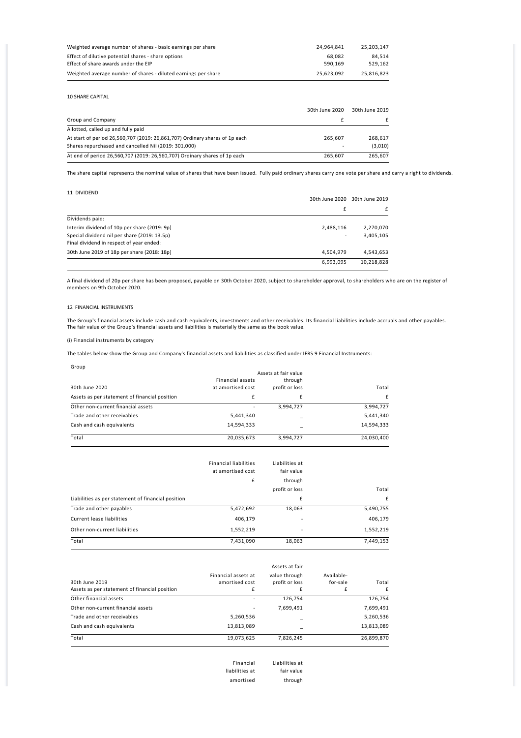| | | |
|---|---|---|
| Weighted average number of shares - basic earnings per share | 24,964,841 | 25,203,147 |
| Effect of dilutive potential shares - share options | 68,082 | 84,514 |
| Effect of share awards under the EIP | 590,169 | 529,162 |
| Weighted average number of shares - diluted earnings per share | 25,623,092 | 25,816,823 |

10 SHARE CAPITAL

| | 30th June 2020 | 30th June 2019 |
|---|---|---|
| Group and Company | £ | £ |
| Allotted, called up and fully paid | | |
| At start of period 26,560,707 (2019: 26,861,707) Ordinary shares of 1p each | 265,607 | 268,617 |
| Shares repurchased and cancelled Nil (2019: 301,000) | - | (3,010) |
| At end of period 26,560,707 (2019: 26,560,707) Ordinary shares of 1p each | 265,607 | 265,607 |

The share capital represents the nominal value of shares that have been issued. Fully paid ordinary shares carry one vote per share and carry a right to dividends.

11 DIVIDEND

| | 30th June 2020 | 30th June 2019 |
|---|---|---|
| | £ | £ |
| Dividends paid: | | |
| Interim dividend of 10p per share (2019: 9p) | 2,488,116 | 2,270,070 |
| Special dividend nil per share (2019: 13.5p) | - | 3,405,105 |
| Final dividend in respect of year ended: | | |
| 30th June 2019 of 18p per share (2018: 18p) | 4,504,979 | 4,543,653 |
| | 6,993,095 | 10,218,828 |

A final dividend of 20p per share has been proposed, payable on 30th October 2020, subject to shareholder approval, to shareholders who are on the register of members on 9th October 2020.

12 FINANCIAL INSTRUMENTS

The Group's financial assets include cash and cash equivalents, investments and other receivables. Its financial liabilities include accruals and other payables. The fair value of the Group's financial assets and liabilities is materially the same as the book value.

(i) Financial instruments by category

The tables below show the Group and Company's financial assets and liabilities as classified under IFRS 9 Financial Instruments:

Group

| 30th June 2020 | Financial assets at amortised cost | Assets at fair value through profit or loss | Total |
|---|---|---|---|
| Assets as per statement of financial position | £ | £ | £ |
| Other non-current financial assets | - | 3,994,727 | 3,994,727 |
| Trade and other receivables | 5,441,340 | _ | 5,441,340 |
| Cash and cash equivalents | 14,594,333 | _ | 14,594,333 |
| Total | 20,035,673 | 3,994,727 | 24,030,400 |

| | Financial liabilities at amortised cost | Liabilities at fair value through profit or loss | Total |
|---|---|---|---|
| Liabilities as per statement of financial position | £ | £ | £ |
| Trade and other payables | 5,472,692 | 18,063 | 5,490,755 |
| Current lease liabilities | 406,179 | - | 406,179 |
| Other non-current liabilities | 1,552,219 | - | 1,552,219 |
| Total | 7,431,090 | 18,063 | 7,449,153 |

| 30th June 2019 | Financial assets at amortised cost | Assets at fair value through profit or loss | Available-for-sale | Total |
|---|---|---|---|---|
| Assets as per statement of financial position | £ | £ | £ | £ |
| Other financial assets | - | 126,754 | | 126,754 |
| Other non-current financial assets | - | 7,699,491 | | 7,699,491 |
| Trade and other receivables | 5,260,536 | _ | | 5,260,536 |
| Cash and cash equivalents | 13,813,089 | _ | | 13,813,089 |
| Total | 19,073,625 | 7,826,245 | | 26,899,870 |

| | Financial liabilities at amortised | Liabilities at fair value through |
|---|---|---|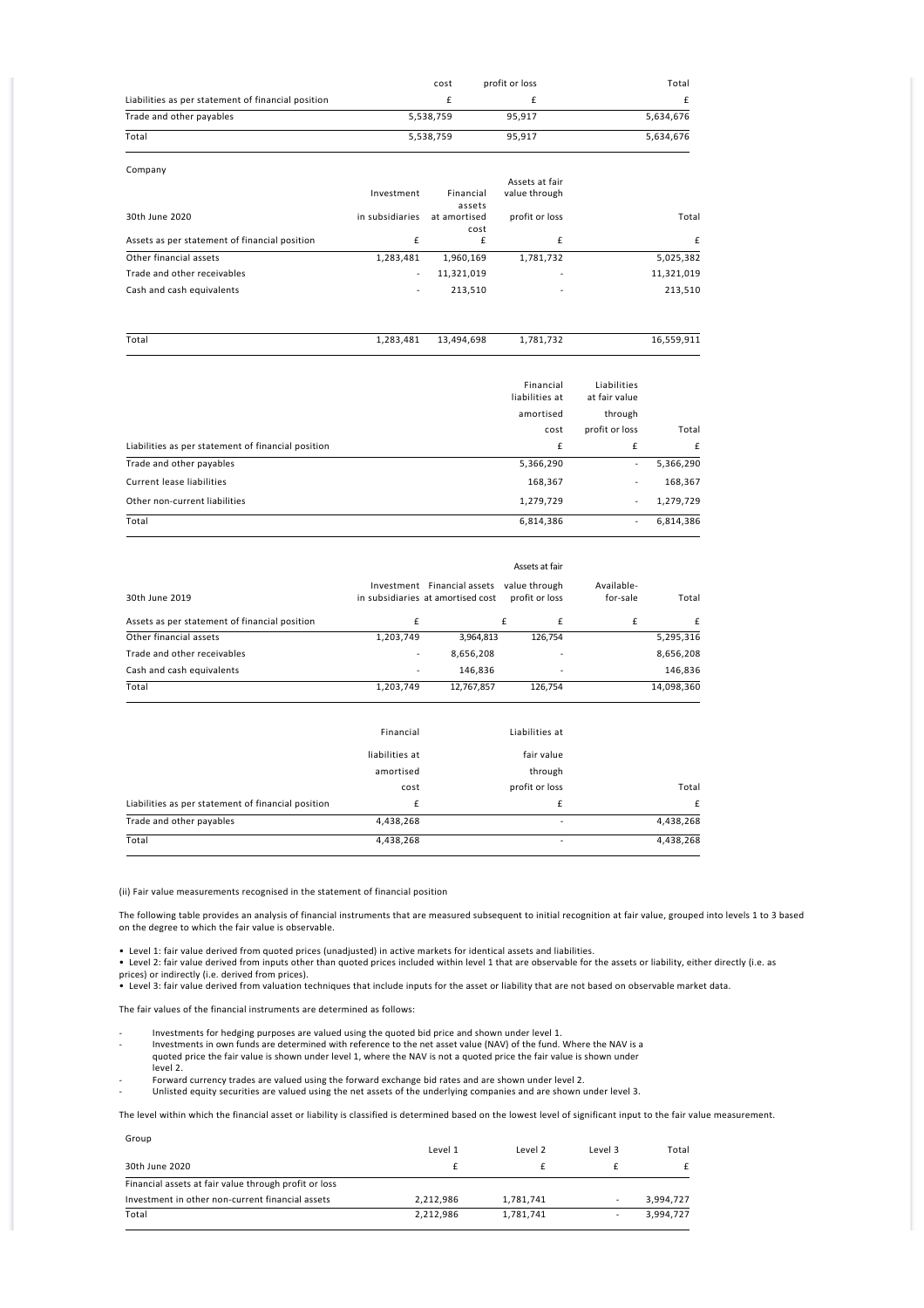| | cost | profit or loss | Total |
|---|---|---|---|
| Liabilities as per statement of financial position | £ | £ | £ |
| Trade and other payables | 5,538,759 | 95,917 | 5,634,676 |
| Total | 5,538,759 | 95,917 | 5,634,676 |

Company

| 30th June 2020 | Investment in subsidiaries | Financial assets at amortised cost | Assets at fair value through profit or loss | Total |
|---|---|---|---|---|
| Assets as per statement of financial position | £ | £ | £ | £ |
| Other financial assets | 1,283,481 | 1,960,169 | 1,781,732 | 5,025,382 |
| Trade and other receivables | - | 11,321,019 | - | 11,321,019 |
| Cash and cash equivalents | - | 213,510 | - | 213,510 |
| Total | 1,283,481 | 13,494,698 | 1,781,732 | 16,559,911 |

| | Financial liabilities at amortised cost | Liabilities at fair value through profit or loss | Total |
|---|---|---|---|
| Liabilities as per statement of financial position | £ | £ | £ |
| Trade and other payables | 5,366,290 | - | 5,366,290 |
| Current lease liabilities | 168,367 | - | 168,367 |
| Other non-current liabilities | 1,279,729 | - | 1,279,729 |
| Total | 6,814,386 | - | 6,814,386 |

| 30th June 2019 | Investment in subsidiaries | Financial assets at amortised cost | Assets at fair value through profit or loss | Available-for-sale | Total |
|---|---|---|---|---|---|
| Assets as per statement of financial position | £ | £ | £ | £ | £ |
| Other financial assets | 1,203,749 | 3,964,813 | 126,754 | | 5,295,316 |
| Trade and other receivables | - | 8,656,208 | - | | 8,656,208 |
| Cash and cash equivalents | - | 146,836 | - | | 146,836 |
| Total | 1,203,749 | 12,767,857 | 126,754 | | 14,098,360 |

| | Financial liabilities at amortised cost | Liabilities at fair value through profit or loss | Total |
|---|---|---|---|
| Liabilities as per statement of financial position | £ | £ | £ |
| Trade and other payables | 4,438,268 | - | 4,438,268 |
| Total | 4,438,268 | - | 4,438,268 |

(ii) Fair value measurements recognised in the statement of financial position

The following table provides an analysis of financial instruments that are measured subsequent to initial recognition at fair value, grouped into levels 1 to 3 based on the degree to which the fair value is observable.

- Level 1: fair value derived from quoted prices (unadjusted) in active markets for identical assets and liabilities.
- Level 2: fair value derived from inputs other than quoted prices included within level 1 that are observable for the assets or liability, either directly (i.e. as prices) or indirectly (i.e. derived from prices).
- Level 3: fair value derived from valuation techniques that include inputs for the asset or liability that are not based on observable market data.

The fair values of the financial instruments are determined as follows:

- Investments for hedging purposes are valued using the quoted bid price and shown under level 1.
- Investments in own funds are determined with reference to the net asset value (NAV) of the fund. Where the NAV is a quoted price the fair value is shown under level 1, where the NAV is not a quoted price the fair value is shown under level 2.
- Forward currency trades are valued using the forward exchange bid rates and are shown under level 2.
- Unlisted equity securities are valued using the net assets of the underlying companies and are shown under level 3.

The level within which the financial asset or liability is classified is determined based on the lowest level of significant input to the fair value measurement.

Group

| 30th June 2020 | Level 1 | Level 2 | Level 3 | Total |
|---|---|---|---|---|
| | £ | £ | £ | £ |
| Financial assets at fair value through profit or loss | | | | |
| Investment in other non-current financial assets | 2,212,986 | 1,781,741 | - | 3,994,727 |
| Total | 2,212,986 | 1,781,741 | - | 3,994,727 |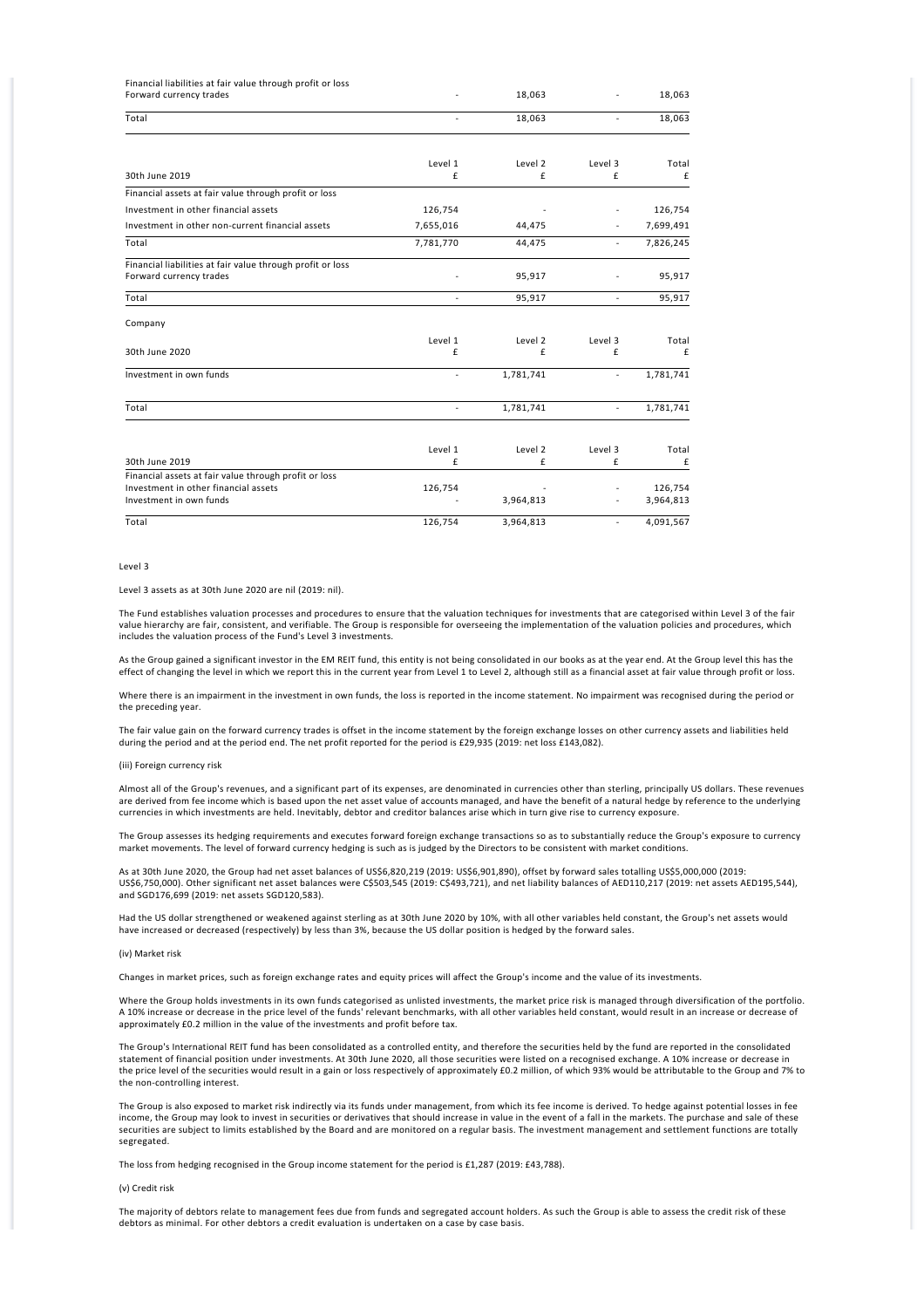| | | | | |
|---|---|---|---|---|
| Financial liabilities at fair value through profit or loss | | | | |
| Forward currency trades | - | 18,063 | - | 18,063 |
| Total | - | 18,063 | - | 18,063 |

| 30th June 2019 | Level 1<br>£ | Level 2<br>£ | Level 3<br>£ | Total<br>£ |
|---|---|---|---|---|
| Financial assets at fair value through profit or loss | | | | |
| Investment in other financial assets | 126,754 | - | - | 126,754 |
| Investment in other non-current financial assets | 7,655,016 | 44,475 | - | 7,699,491 |
| Total | 7,781,770 | 44,475 | - | 7,826,245 |
| Financial liabilities at fair value through profit or loss | | | | |
| Forward currency trades | - | 95,917 | - | 95,917 |
| Total | - | 95,917 | - | 95,917 |

Company

| 30th June 2020 | Level 1<br>£ | Level 2<br>£ | Level 3<br>£ | Total<br>£ |
|---|---|---|---|---|
| Investment in own funds | - | 1,781,741 | - | 1,781,741 |
| Total | - | 1,781,741 | - | 1,781,741 |

| 30th June 2019 | Level 1<br>£ | Level 2<br>£ | Level 3<br>£ | Total<br>£ |
|---|---|---|---|---|
| Financial assets at fair value through profit or loss | | | | |
| Investment in other financial assets | 126,754 | - | - | 126,754 |
| Investment in own funds | - | 3,964,813 | - | 3,964,813 |
| Total | 126,754 | 3,964,813 | - | 4,091,567 |

Level 3

Level 3 assets as at 30th June 2020 are nil (2019: nil).

The Fund establishes valuation processes and procedures to ensure that the valuation techniques for investments that are categorised within Level 3 of the fair value hierarchy are fair, consistent, and verifiable. The Group is responsible for overseeing the implementation of the valuation policies and procedures, which includes the valuation process of the Fund's Level 3 investments.

As the Group gained a significant investor in the EM REIT fund, this entity is not being consolidated in our books as at the year end. At the Group level this has the effect of changing the level in which we report this in the current year from Level 1 to Level 2, although still as a financial asset at fair value through profit or loss.

Where there is an impairment in the investment in own funds, the loss is reported in the income statement. No impairment was recognised during the period or the preceding year.

The fair value gain on the forward currency trades is offset in the income statement by the foreign exchange losses on other currency assets and liabilities held during the period and at the period end. The net profit reported for the period is £29,935 (2019: net loss £143,082).

(iii) Foreign currency risk

Almost all of the Group's revenues, and a significant part of its expenses, are denominated in currencies other than sterling, principally US dollars. These revenues are derived from fee income which is based upon the net asset value of accounts managed, and have the benefit of a natural hedge by reference to the underlying currencies in which investments are held. Inevitably, debtor and creditor balances arise which in turn give rise to currency exposure.

The Group assesses its hedging requirements and executes forward foreign exchange transactions so as to substantially reduce the Group's exposure to currency market movements. The level of forward currency hedging is such as is judged by the Directors to be consistent with market conditions.

As at 30th June 2020, the Group had net asset balances of US$6,820,219 (2019: US$6,901,890), offset by forward sales totalling US$5,000,000 (2019: US$6,750,000). Other significant net asset balances were C$503,545 (2019: C$493,721), and net liability balances of AED110,217 (2019: net assets AED195,544), and SGD176,699 (2019: net assets SGD120,583).

Had the US dollar strengthened or weakened against sterling as at 30th June 2020 by 10%, with all other variables held constant, the Group's net assets would have increased or decreased (respectively) by less than 3%, because the US dollar position is hedged by the forward sales.

(iv) Market risk

Changes in market prices, such as foreign exchange rates and equity prices will affect the Group's income and the value of its investments.

Where the Group holds investments in its own funds categorised as unlisted investments, the market price risk is managed through diversification of the portfolio. A 10% increase or decrease in the price level of the funds' relevant benchmarks, with all other variables held constant, would result in an increase or decrease of approximately £0.2 million in the value of the investments and profit before tax.

The Group's International REIT fund has been consolidated as a controlled entity, and therefore the securities held by the fund are reported in the consolidated statement of financial position under investments. At 30th June 2020, all those securities were listed on a recognised exchange. A 10% increase or decrease in the price level of the securities would result in a gain or loss respectively of approximately £0.2 million, of which 93% would be attributable to the Group and 7% to the non-controlling interest.

The Group is also exposed to market risk indirectly via its funds under management, from which its fee income is derived. To hedge against potential losses in fee income, the Group may look to invest in securities or derivatives that should increase in value in the event of a fall in the markets. The purchase and sale of these securities are subject to limits established by the Board and are monitored on a regular basis. The investment management and settlement functions are totally segregated.

The loss from hedging recognised in the Group income statement for the period is £1,287 (2019: £43,788).

(v) Credit risk

The majority of debtors relate to management fees due from funds and segregated account holders. As such the Group is able to assess the credit risk of these debtors as minimal. For other debtors a credit evaluation is undertaken on a case by case basis.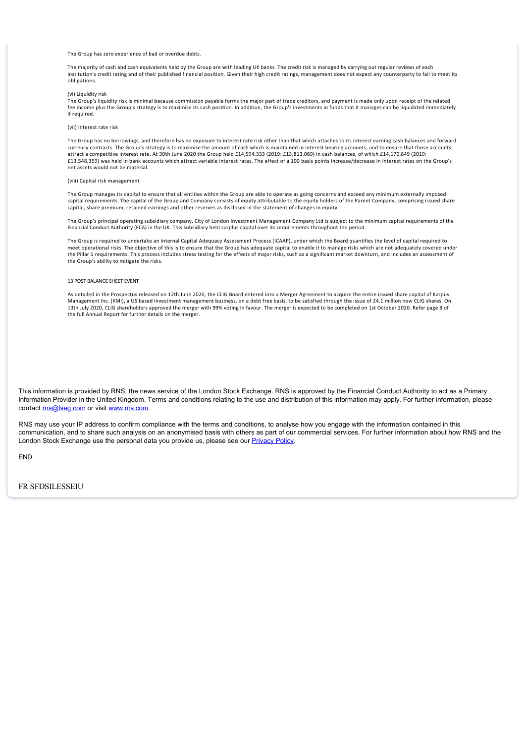The Group has zero experience of bad or overdue debts.

The majority of cash and cash equivalents held by the Group are with leading UK banks. The credit risk is managed by carrying out regular reviews of each institution's credit rating and of their published financial position. Given their high credit ratings, management does not expect any counterparty to fail to meet its obligations.

(vi) Liquidity risk

The Group's liquidity risk is minimal because commission payable forms the major part of trade creditors, and payment is made only upon receipt of the related fee income plus the Group's strategy is to maximise its cash position. In addition, the Group's investments in funds that it manages can be liquidated immediately if required.

(vii) Interest rate risk

The Group has no borrowings, and therefore has no exposure to interest rate risk other than that which attaches to its interest earning cash balances and forward currency contracts. The Group's strategy is to maximise the amount of cash which is maintained in interest bearing accounts, and to ensure that those accounts attract a competitive interest rate. At 30th June 2020 the Group held £14,594,333 (2019: £13,813,089) in cash balances, of which £14,170,849 (2019: £13,548,359) was held in bank accounts which attract variable interest rates. The effect of a 100 basis points increase/decrease in interest rates on the Group's net assets would not be material.

(viii) Capital risk management

The Group manages its capital to ensure that all entities within the Group are able to operate as going concerns and exceed any minimum externally imposed capital requirements. The capital of the Group and Company consists of equity attributable to the equity holders of the Parent Company, comprising issued share capital, share premium, retained earnings and other reserves as disclosed in the statement of changes in equity.

The Group's principal operating subsidiary company, City of London Investment Management Company Ltd is subject to the minimum capital requirements of the Financial Conduct Authority (FCA) in the UK. This subsidiary held surplus capital over its requirements throughout the period.

The Group is required to undertake an Internal Capital Adequacy Assessment Process (ICAAP), under which the Board quantifies the level of capital required to meet operational risks. The objective of this is to ensure that the Group has adequate capital to enable it to manage risks which are not adequately covered under the Pillar 1 requirements. This process includes stress testing for the effects of major risks, such as a significant market downturn, and includes an assessment of the Group's ability to mitigate the risks.

13 POST BALANCE SHEET EVENT

As detailed in the Prospectus released on 12th June 2020, the CLIG Board entered into a Merger Agreement to acquire the entire issued share capital of Karpus Management Inc. (KMI), a US based investment management business, on a debt free basis, to be satisfied through the issue of 24.1 million new CLIG shares. On 13th July 2020, CLIG shareholders approved the merger with 99% voting in favour. The merger is expected to be completed on 1st October 2020. Refer page 8 of the full Annual Report for further details on the merger.

This information is provided by RNS, the news service of the London Stock Exchange. RNS is approved by the Financial Conduct Authority to act as a Primary Information Provider in the United Kingdom. Terms and conditions relating to the use and distribution of this information may apply. For further information, please contact rns@lseg.com or visit www.rns.com.

RNS may use your IP address to confirm compliance with the terms and conditions, to analyse how you engage with the information contained in this communication, and to share such analysis on an anonymised basis with others as part of our commercial services. For further information about how RNS and the London Stock Exchange use the personal data you provide us, please see our Privacy Policy.

END

FR SFDSILESSEIU